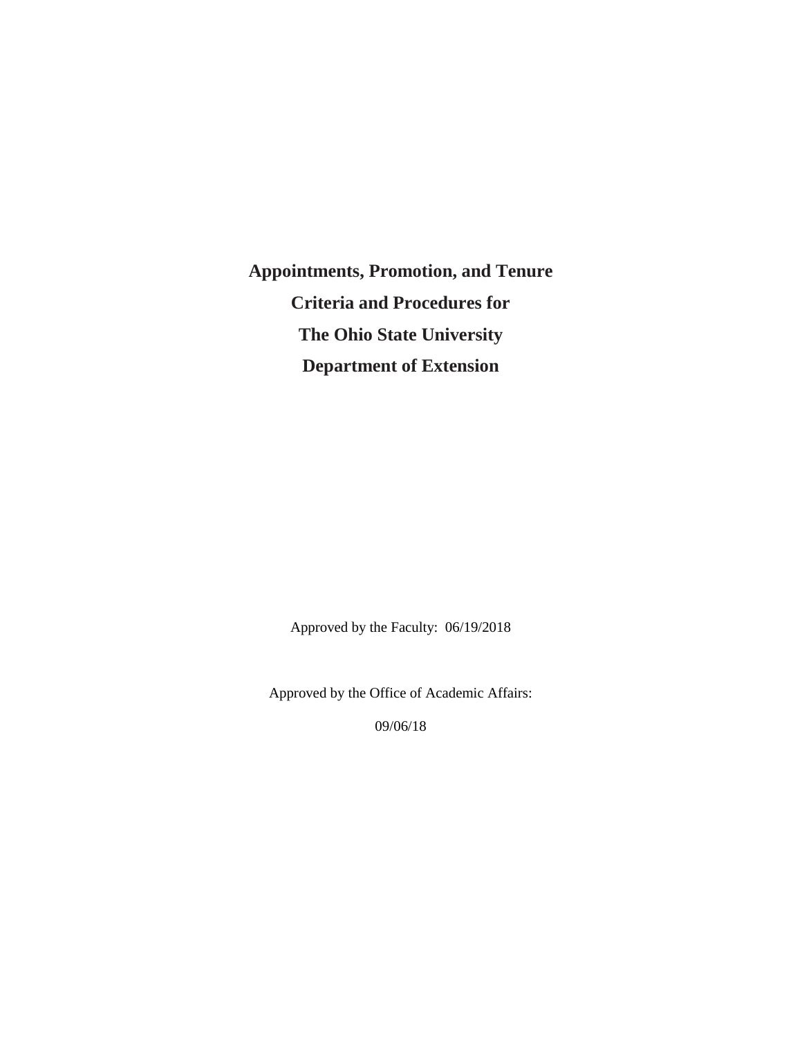# Appointments, Promotion, and Tenure Criteria and Procedures for The Ohio State University Department of Extension

Approved by the Faculty: 06/19/2018

Approved by the Office of Academic Affairs:

09/06/18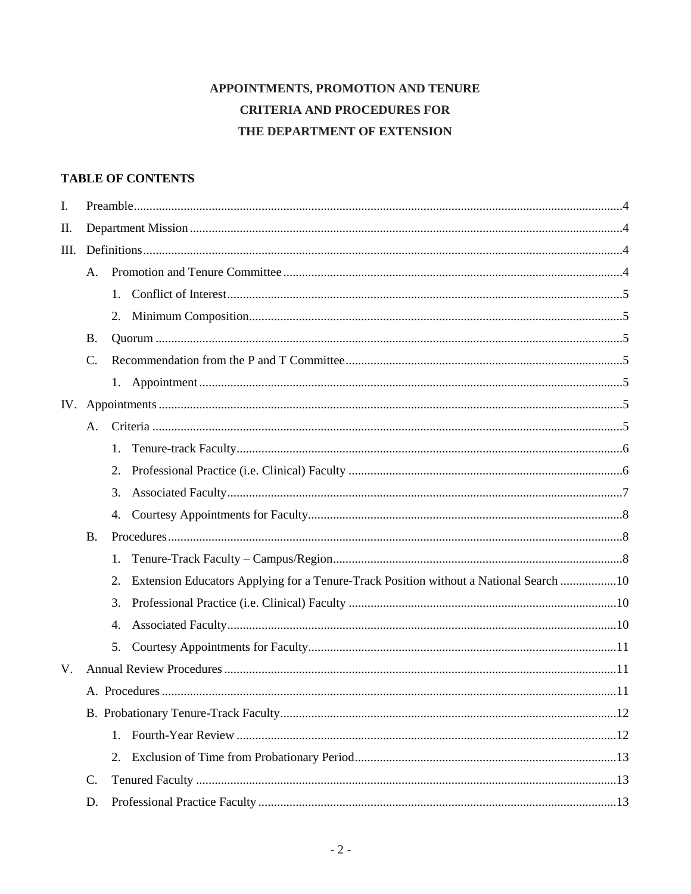**APPOINTMENTS, PROMOTION AND TENURE**

**CRITERIA AND PROCEDURES FOR**

**THE DEPARTMENT OF EXTENSION**

**TABLE OF CONTENTS**

I. Preamble....4

II. Department Mission....4

III. Definitions....4

- A. Promotion and Tenure Committee....4
  - 1. Conflict of Interest....5
  - 2. Minimum Composition....5
- B. Quorum....5
- C. Recommendation from the P and T Committee....5
  - 1. Appointment....5

IV. Appointments....5

- A. Criteria....5
  - 1. Tenure-track Faculty....6
  - 2. Professional Practice (i.e. Clinical) Faculty....6
  - 3. Associated Faculty....7
  - 4. Courtesy Appointments for Faculty....8
- B. Procedures....8
  - 1. Tenure-Track Faculty – Campus/Region....8
  - 2. Extension Educators Applying for a Tenure-Track Position without a National Search....10
  - 3. Professional Practice (i.e. Clinical) Faculty....10
  - 4. Associated Faculty....10
  - 5. Courtesy Appointments for Faculty....11

V. Annual Review Procedures....11

- A. Procedures....11
- B. Probationary Tenure-Track Faculty....12
  - 1. Fourth-Year Review....12
  - 2. Exclusion of Time from Probationary Period....13
- C. Tenured Faculty....13
- D. Professional Practice Faculty....13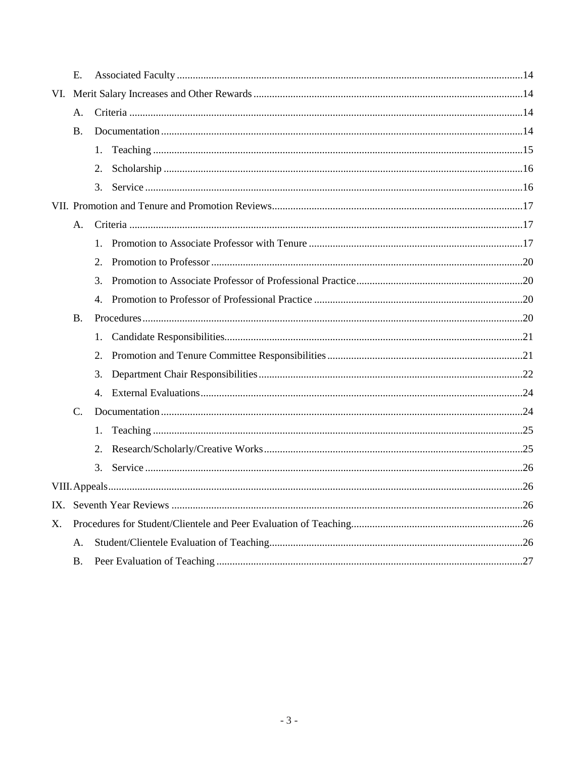E. Associated Faculty ..... 14

VI. Merit Salary Increases and Other Rewards ..... 14

- A. Criteria ..... 14
- B. Documentation ..... 14
  1. Teaching ..... 15
  2. Scholarship ..... 16
  3. Service ..... 16

VII. Promotion and Tenure and Promotion Reviews ..... 17

- A. Criteria ..... 17
  1. Promotion to Associate Professor with Tenure ..... 17
  2. Promotion to Professor ..... 20
  3. Promotion to Associate Professor of Professional Practice ..... 20
  4. Promotion to Professor of Professional Practice ..... 20
- B. Procedures ..... 20
  1. Candidate Responsibilities ..... 21
  2. Promotion and Tenure Committee Responsibilities ..... 21
  3. Department Chair Responsibilities ..... 22
  4. External Evaluations ..... 24
- C. Documentation ..... 24
  1. Teaching ..... 25
  2. Research/Scholarly/Creative Works ..... 25
  3. Service ..... 26

VIII. Appeals ..... 26

IX. Seventh Year Reviews ..... 26

X. Procedures for Student/Clientele and Peer Evaluation of Teaching ..... 26

- A. Student/Clientele Evaluation of Teaching ..... 26
- B. Peer Evaluation of Teaching ..... 27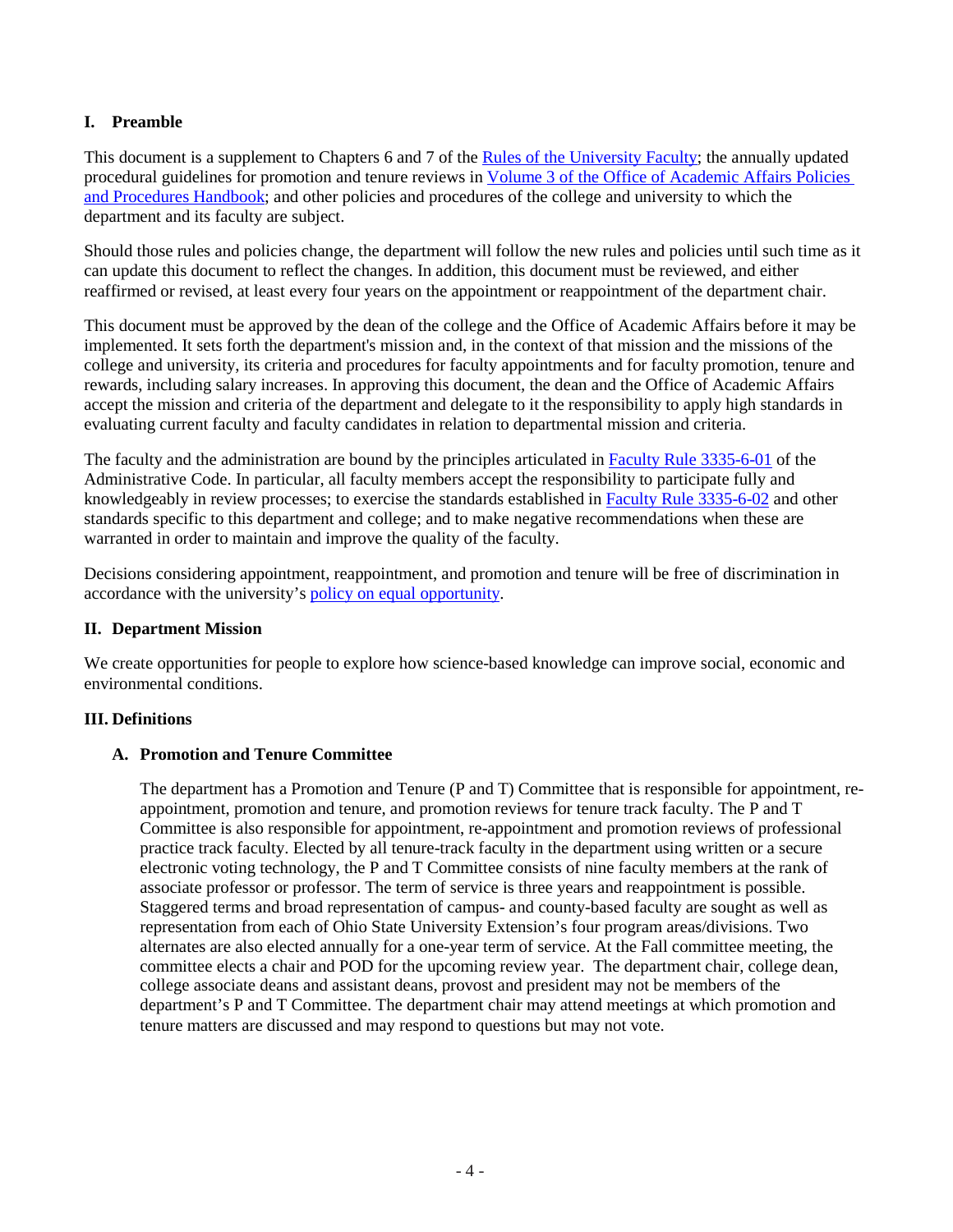## I. Preamble

This document is a supplement to Chapters 6 and 7 of the Rules of the University Faculty; the annually updated procedural guidelines for promotion and tenure reviews in Volume 3 of the Office of Academic Affairs Policies and Procedures Handbook; and other policies and procedures of the college and university to which the department and its faculty are subject.

Should those rules and policies change, the department will follow the new rules and policies until such time as it can update this document to reflect the changes. In addition, this document must be reviewed, and either reaffirmed or revised, at least every four years on the appointment or reappointment of the department chair.

This document must be approved by the dean of the college and the Office of Academic Affairs before it may be implemented. It sets forth the department's mission and, in the context of that mission and the missions of the college and university, its criteria and procedures for faculty appointments and for faculty promotion, tenure and rewards, including salary increases. In approving this document, the dean and the Office of Academic Affairs accept the mission and criteria of the department and delegate to it the responsibility to apply high standards in evaluating current faculty and faculty candidates in relation to departmental mission and criteria.

The faculty and the administration are bound by the principles articulated in Faculty Rule 3335-6-01 of the Administrative Code. In particular, all faculty members accept the responsibility to participate fully and knowledgeably in review processes; to exercise the standards established in Faculty Rule 3335-6-02 and other standards specific to this department and college; and to make negative recommendations when these are warranted in order to maintain and improve the quality of the faculty.

Decisions considering appointment, reappointment, and promotion and tenure will be free of discrimination in accordance with the university's policy on equal opportunity.

## II. Department Mission

We create opportunities for people to explore how science-based knowledge can improve social, economic and environmental conditions.

## III. Definitions

### A. Promotion and Tenure Committee

The department has a Promotion and Tenure (P and T) Committee that is responsible for appointment, re-appointment, promotion and tenure, and promotion reviews for tenure track faculty. The P and T Committee is also responsible for appointment, re-appointment and promotion reviews of professional practice track faculty. Elected by all tenure-track faculty in the department using written or a secure electronic voting technology, the P and T Committee consists of nine faculty members at the rank of associate professor or professor. The term of service is three years and reappointment is possible. Staggered terms and broad representation of campus- and county-based faculty are sought as well as representation from each of Ohio State University Extension's four program areas/divisions. Two alternates are also elected annually for a one-year term of service. At the Fall committee meeting, the committee elects a chair and POD for the upcoming review year. The department chair, college dean, college associate deans and assistant deans, provost and president may not be members of the department's P and T Committee. The department chair may attend meetings at which promotion and tenure matters are discussed and may respond to questions but may not vote.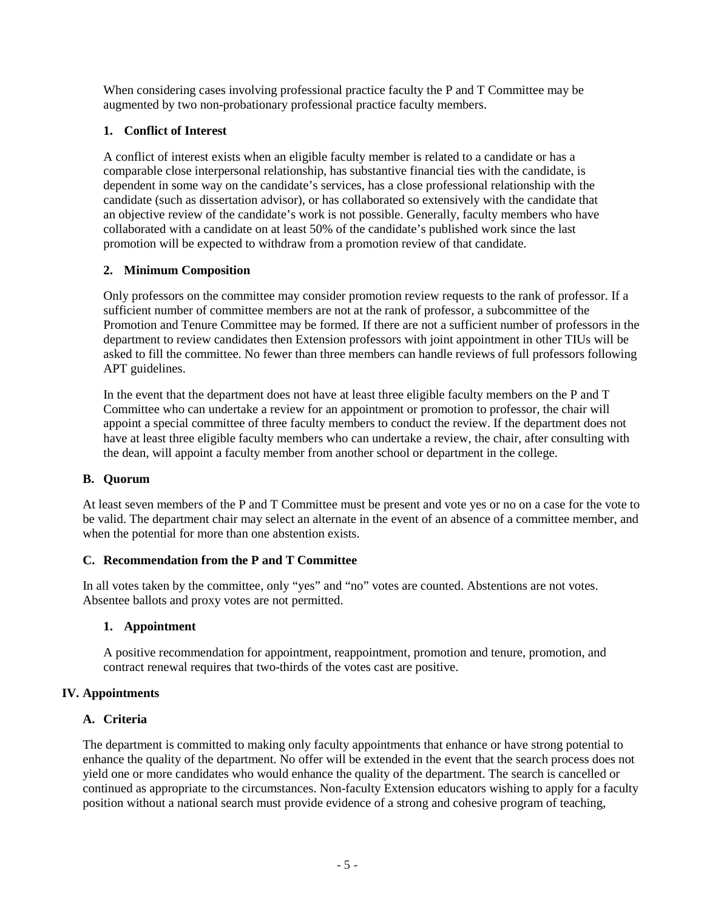When considering cases involving professional practice faculty the P and T Committee may be augmented by two non-probationary professional practice faculty members.

#### 1. Conflict of Interest

A conflict of interest exists when an eligible faculty member is related to a candidate or has a comparable close interpersonal relationship, has substantive financial ties with the candidate, is dependent in some way on the candidate's services, has a close professional relationship with the candidate (such as dissertation advisor), or has collaborated so extensively with the candidate that an objective review of the candidate's work is not possible. Generally, faculty members who have collaborated with a candidate on at least 50% of the candidate's published work since the last promotion will be expected to withdraw from a promotion review of that candidate.

#### 2. Minimum Composition

Only professors on the committee may consider promotion review requests to the rank of professor. If a sufficient number of committee members are not at the rank of professor, a subcommittee of the Promotion and Tenure Committee may be formed. If there are not a sufficient number of professors in the department to review candidates then Extension professors with joint appointment in other TIUs will be asked to fill the committee. No fewer than three members can handle reviews of full professors following APT guidelines.

In the event that the department does not have at least three eligible faculty members on the P and T Committee who can undertake a review for an appointment or promotion to professor, the chair will appoint a special committee of three faculty members to conduct the review. If the department does not have at least three eligible faculty members who can undertake a review, the chair, after consulting with the dean, will appoint a faculty member from another school or department in the college.

### B. Quorum

At least seven members of the P and T Committee must be present and vote yes or no on a case for the vote to be valid. The department chair may select an alternate in the event of an absence of a committee member, and when the potential for more than one abstention exists.

### C. Recommendation from the P and T Committee

In all votes taken by the committee, only "yes" and "no" votes are counted. Abstentions are not votes. Absentee ballots and proxy votes are not permitted.

#### 1. Appointment

A positive recommendation for appointment, reappointment, promotion and tenure, promotion, and contract renewal requires that two-thirds of the votes cast are positive.

## IV. Appointments

### A. Criteria

The department is committed to making only faculty appointments that enhance or have strong potential to enhance the quality of the department. No offer will be extended in the event that the search process does not yield one or more candidates who would enhance the quality of the department. The search is cancelled or continued as appropriate to the circumstances. Non-faculty Extension educators wishing to apply for a faculty position without a national search must provide evidence of a strong and cohesive program of teaching,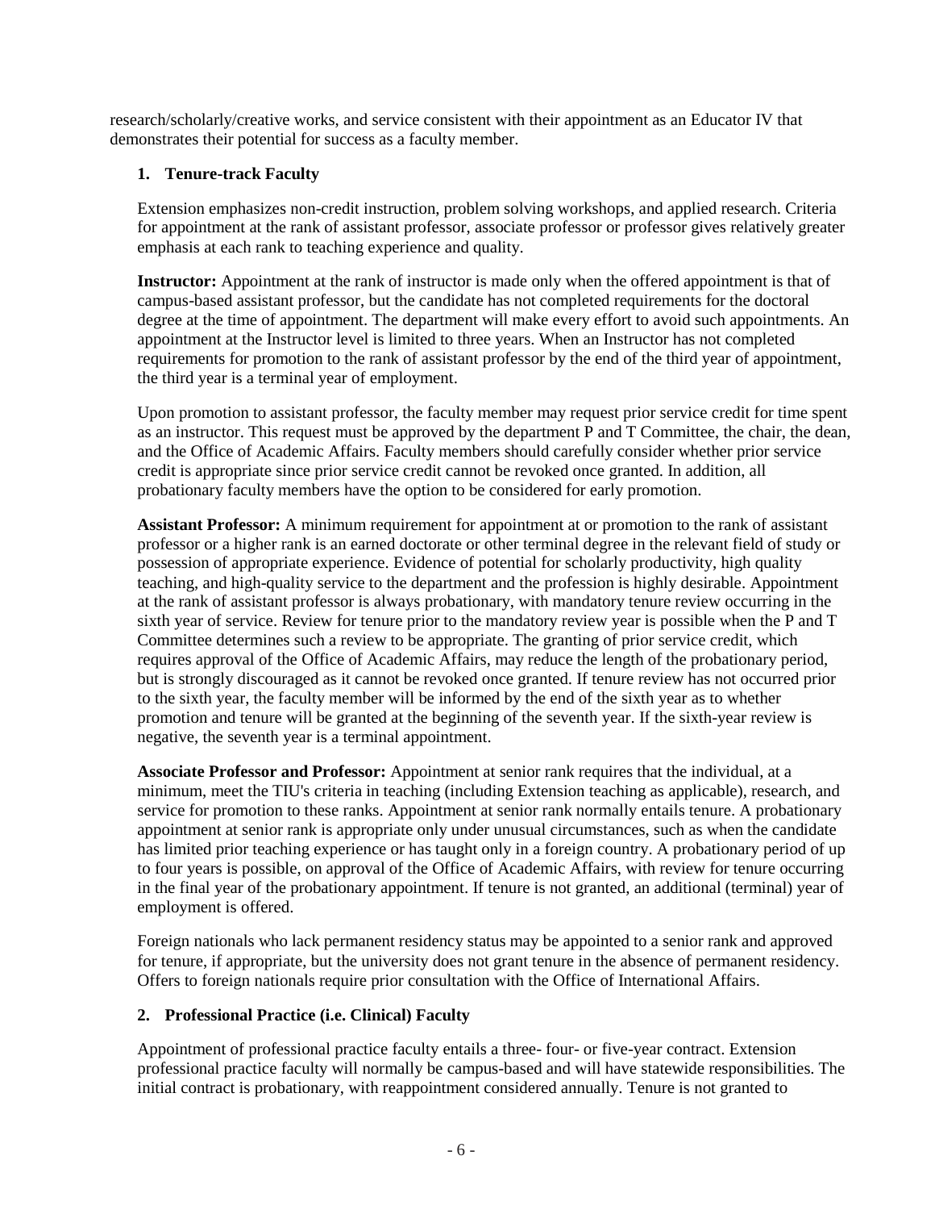research/scholarly/creative works, and service consistent with their appointment as an Educator IV that demonstrates their potential for success as a faculty member.

### 1. Tenure-track Faculty

Extension emphasizes non-credit instruction, problem solving workshops, and applied research. Criteria for appointment at the rank of assistant professor, associate professor or professor gives relatively greater emphasis at each rank to teaching experience and quality.

**Instructor:** Appointment at the rank of instructor is made only when the offered appointment is that of campus-based assistant professor, but the candidate has not completed requirements for the doctoral degree at the time of appointment. The department will make every effort to avoid such appointments. An appointment at the Instructor level is limited to three years. When an Instructor has not completed requirements for promotion to the rank of assistant professor by the end of the third year of appointment, the third year is a terminal year of employment.

Upon promotion to assistant professor, the faculty member may request prior service credit for time spent as an instructor. This request must be approved by the department P and T Committee, the chair, the dean, and the Office of Academic Affairs. Faculty members should carefully consider whether prior service credit is appropriate since prior service credit cannot be revoked once granted. In addition, all probationary faculty members have the option to be considered for early promotion.

**Assistant Professor:** A minimum requirement for appointment at or promotion to the rank of assistant professor or a higher rank is an earned doctorate or other terminal degree in the relevant field of study or possession of appropriate experience. Evidence of potential for scholarly productivity, high quality teaching, and high-quality service to the department and the profession is highly desirable. Appointment at the rank of assistant professor is always probationary, with mandatory tenure review occurring in the sixth year of service. Review for tenure prior to the mandatory review year is possible when the P and T Committee determines such a review to be appropriate. The granting of prior service credit, which requires approval of the Office of Academic Affairs, may reduce the length of the probationary period, but is strongly discouraged as it cannot be revoked once granted. If tenure review has not occurred prior to the sixth year, the faculty member will be informed by the end of the sixth year as to whether promotion and tenure will be granted at the beginning of the seventh year. If the sixth-year review is negative, the seventh year is a terminal appointment.

**Associate Professor and Professor:** Appointment at senior rank requires that the individual, at a minimum, meet the TIU's criteria in teaching (including Extension teaching as applicable), research, and service for promotion to these ranks. Appointment at senior rank normally entails tenure. A probationary appointment at senior rank is appropriate only under unusual circumstances, such as when the candidate has limited prior teaching experience or has taught only in a foreign country. A probationary period of up to four years is possible, on approval of the Office of Academic Affairs, with review for tenure occurring in the final year of the probationary appointment. If tenure is not granted, an additional (terminal) year of employment is offered.

Foreign nationals who lack permanent residency status may be appointed to a senior rank and approved for tenure, if appropriate, but the university does not grant tenure in the absence of permanent residency. Offers to foreign nationals require prior consultation with the Office of International Affairs.

### 2. Professional Practice (i.e. Clinical) Faculty

Appointment of professional practice faculty entails a three- four- or five-year contract. Extension professional practice faculty will normally be campus-based and will have statewide responsibilities. The initial contract is probationary, with reappointment considered annually. Tenure is not granted to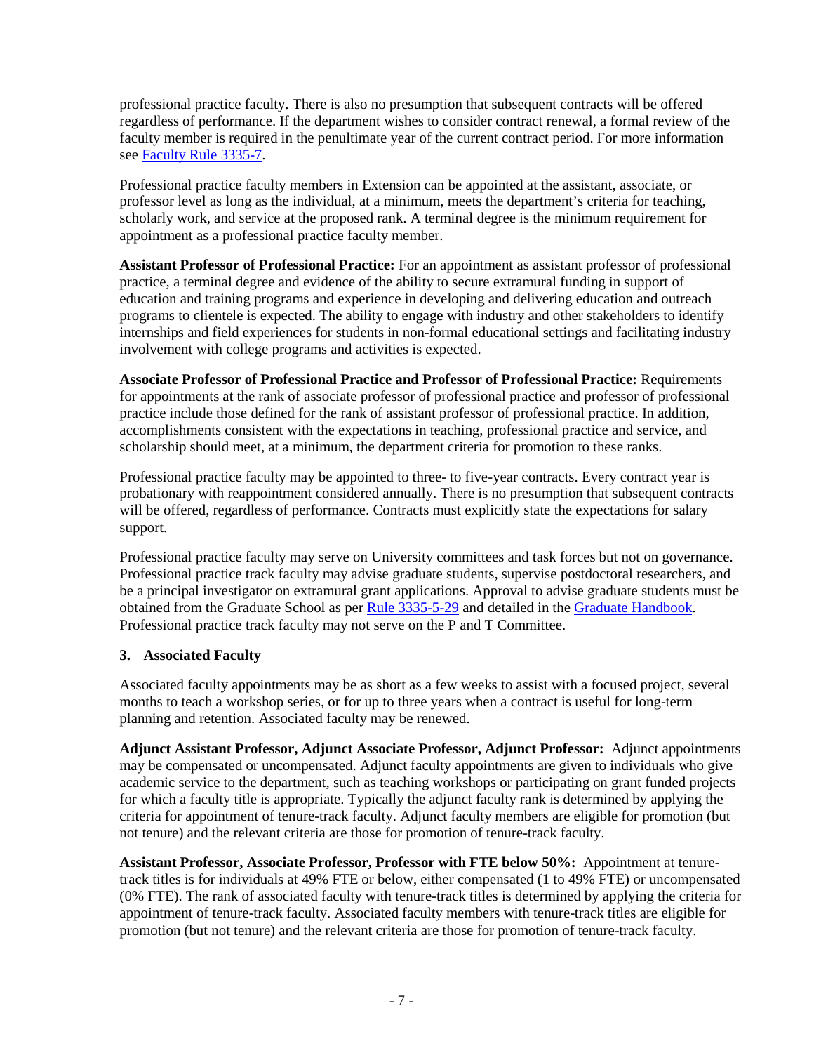professional practice faculty. There is also no presumption that subsequent contracts will be offered regardless of performance. If the department wishes to consider contract renewal, a formal review of the faculty member is required in the penultimate year of the current contract period. For more information see [Faculty Rule 3335-7](#).

Professional practice faculty members in Extension can be appointed at the assistant, associate, or professor level as long as the individual, at a minimum, meets the department's criteria for teaching, scholarly work, and service at the proposed rank. A terminal degree is the minimum requirement for appointment as a professional practice faculty member.

**Assistant Professor of Professional Practice:** For an appointment as assistant professor of professional practice, a terminal degree and evidence of the ability to secure extramural funding in support of education and training programs and experience in developing and delivering education and outreach programs to clientele is expected. The ability to engage with industry and other stakeholders to identify internships and field experiences for students in non-formal educational settings and facilitating industry involvement with college programs and activities is expected.

**Associate Professor of Professional Practice and Professor of Professional Practice:** Requirements for appointments at the rank of associate professor of professional practice and professor of professional practice include those defined for the rank of assistant professor of professional practice. In addition, accomplishments consistent with the expectations in teaching, professional practice and service, and scholarship should meet, at a minimum, the department criteria for promotion to these ranks.

Professional practice faculty may be appointed to three- to five-year contracts. Every contract year is probationary with reappointment considered annually. There is no presumption that subsequent contracts will be offered, regardless of performance. Contracts must explicitly state the expectations for salary support.

Professional practice faculty may serve on University committees and task forces but not on governance. Professional practice track faculty may advise graduate students, supervise postdoctoral researchers, and be a principal investigator on extramural grant applications. Approval to advise graduate students must be obtained from the Graduate School as per [Rule 3335-5-29](#) and detailed in the [Graduate Handbook](#). Professional practice track faculty may not serve on the P and T Committee.

### 3. Associated Faculty

Associated faculty appointments may be as short as a few weeks to assist with a focused project, several months to teach a workshop series, or for up to three years when a contract is useful for long-term planning and retention. Associated faculty may be renewed.

**Adjunct Assistant Professor, Adjunct Associate Professor, Adjunct Professor:** Adjunct appointments may be compensated or uncompensated. Adjunct faculty appointments are given to individuals who give academic service to the department, such as teaching workshops or participating on grant funded projects for which a faculty title is appropriate. Typically the adjunct faculty rank is determined by applying the criteria for appointment of tenure-track faculty. Adjunct faculty members are eligible for promotion (but not tenure) and the relevant criteria are those for promotion of tenure-track faculty.

**Assistant Professor, Associate Professor, Professor with FTE below 50%:** Appointment at tenure-track titles is for individuals at 49% FTE or below, either compensated (1 to 49% FTE) or uncompensated (0% FTE). The rank of associated faculty with tenure-track titles is determined by applying the criteria for appointment of tenure-track faculty. Associated faculty members with tenure-track titles are eligible for promotion (but not tenure) and the relevant criteria are those for promotion of tenure-track faculty.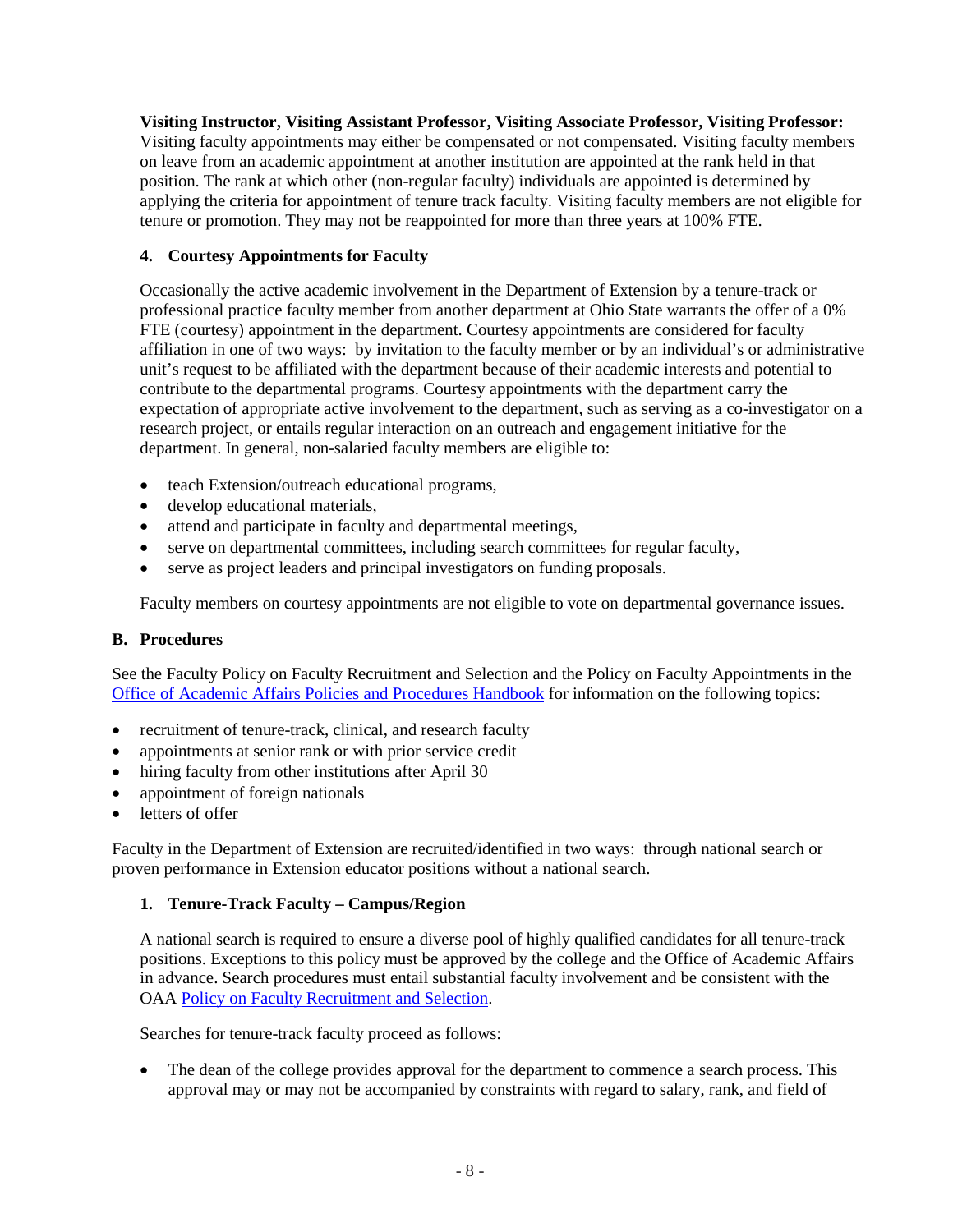**Visiting Instructor, Visiting Assistant Professor, Visiting Associate Professor, Visiting Professor:** Visiting faculty appointments may either be compensated or not compensated. Visiting faculty members on leave from an academic appointment at another institution are appointed at the rank held in that position. The rank at which other (non-regular faculty) individuals are appointed is determined by applying the criteria for appointment of tenure track faculty. Visiting faculty members are not eligible for tenure or promotion. They may not be reappointed for more than three years at 100% FTE.

### 4. Courtesy Appointments for Faculty

Occasionally the active academic involvement in the Department of Extension by a tenure-track or professional practice faculty member from another department at Ohio State warrants the offer of a 0% FTE (courtesy) appointment in the department. Courtesy appointments are considered for faculty affiliation in one of two ways: by invitation to the faculty member or by an individual's or administrative unit's request to be affiliated with the department because of their academic interests and potential to contribute to the departmental programs. Courtesy appointments with the department carry the expectation of appropriate active involvement to the department, such as serving as a co-investigator on a research project, or entails regular interaction on an outreach and engagement initiative for the department. In general, non-salaried faculty members are eligible to:

- teach Extension/outreach educational programs,
- develop educational materials,
- attend and participate in faculty and departmental meetings,
- serve on departmental committees, including search committees for regular faculty,
- serve as project leaders and principal investigators on funding proposals.

Faculty members on courtesy appointments are not eligible to vote on departmental governance issues.

## B. Procedures

See the Faculty Policy on Faculty Recruitment and Selection and the Policy on Faculty Appointments in the Office of Academic Affairs Policies and Procedures Handbook for information on the following topics:

- recruitment of tenure-track, clinical, and research faculty
- appointments at senior rank or with prior service credit
- hiring faculty from other institutions after April 30
- appointment of foreign nationals
- letters of offer

Faculty in the Department of Extension are recruited/identified in two ways: through national search or proven performance in Extension educator positions without a national search.

### 1. Tenure-Track Faculty – Campus/Region

A national search is required to ensure a diverse pool of highly qualified candidates for all tenure-track positions. Exceptions to this policy must be approved by the college and the Office of Academic Affairs in advance. Search procedures must entail substantial faculty involvement and be consistent with the OAA Policy on Faculty Recruitment and Selection.

Searches for tenure-track faculty proceed as follows:

- The dean of the college provides approval for the department to commence a search process. This approval may or may not be accompanied by constraints with regard to salary, rank, and field of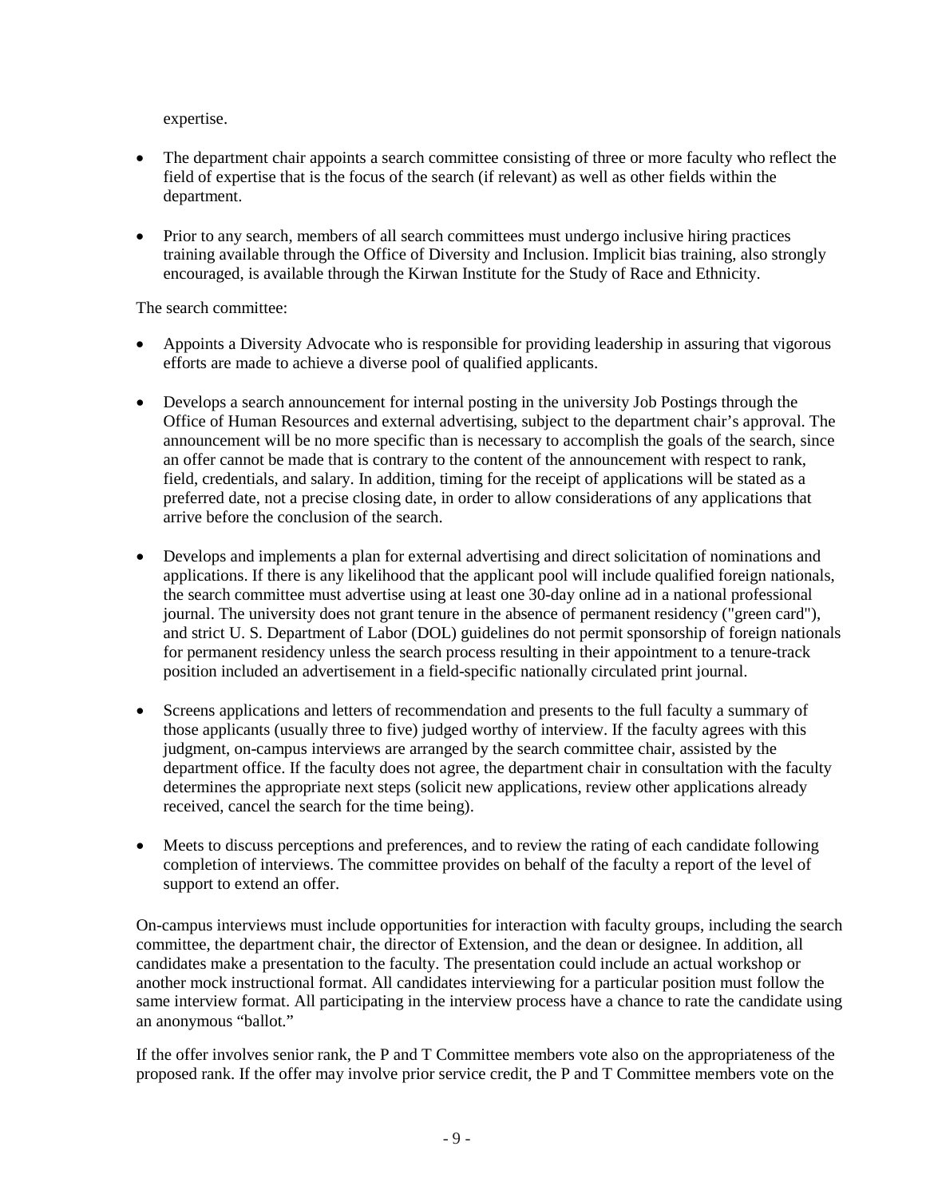expertise.

- The department chair appoints a search committee consisting of three or more faculty who reflect the field of expertise that is the focus of the search (if relevant) as well as other fields within the department.
- Prior to any search, members of all search committees must undergo inclusive hiring practices training available through the Office of Diversity and Inclusion. Implicit bias training, also strongly encouraged, is available through the Kirwan Institute for the Study of Race and Ethnicity.

The search committee:

- Appoints a Diversity Advocate who is responsible for providing leadership in assuring that vigorous efforts are made to achieve a diverse pool of qualified applicants.
- Develops a search announcement for internal posting in the university Job Postings through the Office of Human Resources and external advertising, subject to the department chair's approval. The announcement will be no more specific than is necessary to accomplish the goals of the search, since an offer cannot be made that is contrary to the content of the announcement with respect to rank, field, credentials, and salary. In addition, timing for the receipt of applications will be stated as a preferred date, not a precise closing date, in order to allow considerations of any applications that arrive before the conclusion of the search.
- Develops and implements a plan for external advertising and direct solicitation of nominations and applications. If there is any likelihood that the applicant pool will include qualified foreign nationals, the search committee must advertise using at least one 30-day online ad in a national professional journal. The university does not grant tenure in the absence of permanent residency ("green card"), and strict U. S. Department of Labor (DOL) guidelines do not permit sponsorship of foreign nationals for permanent residency unless the search process resulting in their appointment to a tenure-track position included an advertisement in a field-specific nationally circulated print journal.
- Screens applications and letters of recommendation and presents to the full faculty a summary of those applicants (usually three to five) judged worthy of interview. If the faculty agrees with this judgment, on-campus interviews are arranged by the search committee chair, assisted by the department office. If the faculty does not agree, the department chair in consultation with the faculty determines the appropriate next steps (solicit new applications, review other applications already received, cancel the search for the time being).
- Meets to discuss perceptions and preferences, and to review the rating of each candidate following completion of interviews. The committee provides on behalf of the faculty a report of the level of support to extend an offer.

On-campus interviews must include opportunities for interaction with faculty groups, including the search committee, the department chair, the director of Extension, and the dean or designee. In addition, all candidates make a presentation to the faculty. The presentation could include an actual workshop or another mock instructional format. All candidates interviewing for a particular position must follow the same interview format. All participating in the interview process have a chance to rate the candidate using an anonymous "ballot."

If the offer involves senior rank, the P and T Committee members vote also on the appropriateness of the proposed rank. If the offer may involve prior service credit, the P and T Committee members vote on the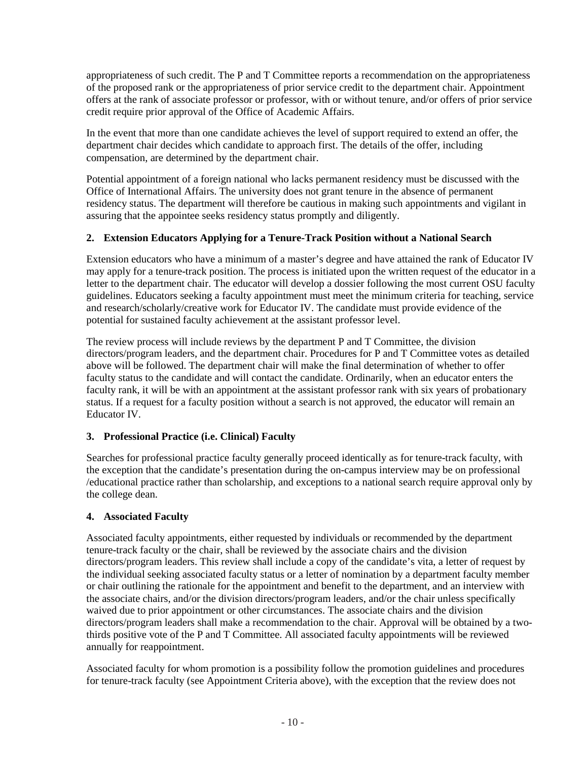appropriateness of such credit. The P and T Committee reports a recommendation on the appropriateness of the proposed rank or the appropriateness of prior service credit to the department chair. Appointment offers at the rank of associate professor or professor, with or without tenure, and/or offers of prior service credit require prior approval of the Office of Academic Affairs.

In the event that more than one candidate achieves the level of support required to extend an offer, the department chair decides which candidate to approach first. The details of the offer, including compensation, are determined by the department chair.

Potential appointment of a foreign national who lacks permanent residency must be discussed with the Office of International Affairs. The university does not grant tenure in the absence of permanent residency status. The department will therefore be cautious in making such appointments and vigilant in assuring that the appointee seeks residency status promptly and diligently.

### 2. Extension Educators Applying for a Tenure-Track Position without a National Search

Extension educators who have a minimum of a master's degree and have attained the rank of Educator IV may apply for a tenure-track position. The process is initiated upon the written request of the educator in a letter to the department chair. The educator will develop a dossier following the most current OSU faculty guidelines. Educators seeking a faculty appointment must meet the minimum criteria for teaching, service and research/scholarly/creative work for Educator IV. The candidate must provide evidence of the potential for sustained faculty achievement at the assistant professor level.

The review process will include reviews by the department P and T Committee, the division directors/program leaders, and the department chair. Procedures for P and T Committee votes as detailed above will be followed. The department chair will make the final determination of whether to offer faculty status to the candidate and will contact the candidate. Ordinarily, when an educator enters the faculty rank, it will be with an appointment at the assistant professor rank with six years of probationary status. If a request for a faculty position without a search is not approved, the educator will remain an Educator IV.

### 3. Professional Practice (i.e. Clinical) Faculty

Searches for professional practice faculty generally proceed identically as for tenure-track faculty, with the exception that the candidate's presentation during the on-campus interview may be on professional /educational practice rather than scholarship, and exceptions to a national search require approval only by the college dean.

### 4. Associated Faculty

Associated faculty appointments, either requested by individuals or recommended by the department tenure-track faculty or the chair, shall be reviewed by the associate chairs and the division directors/program leaders. This review shall include a copy of the candidate's vita, a letter of request by the individual seeking associated faculty status or a letter of nomination by a department faculty member or chair outlining the rationale for the appointment and benefit to the department, and an interview with the associate chairs, and/or the division directors/program leaders, and/or the chair unless specifically waived due to prior appointment or other circumstances. The associate chairs and the division directors/program leaders shall make a recommendation to the chair. Approval will be obtained by a two-thirds positive vote of the P and T Committee. All associated faculty appointments will be reviewed annually for reappointment.

Associated faculty for whom promotion is a possibility follow the promotion guidelines and procedures for tenure-track faculty (see Appointment Criteria above), with the exception that the review does not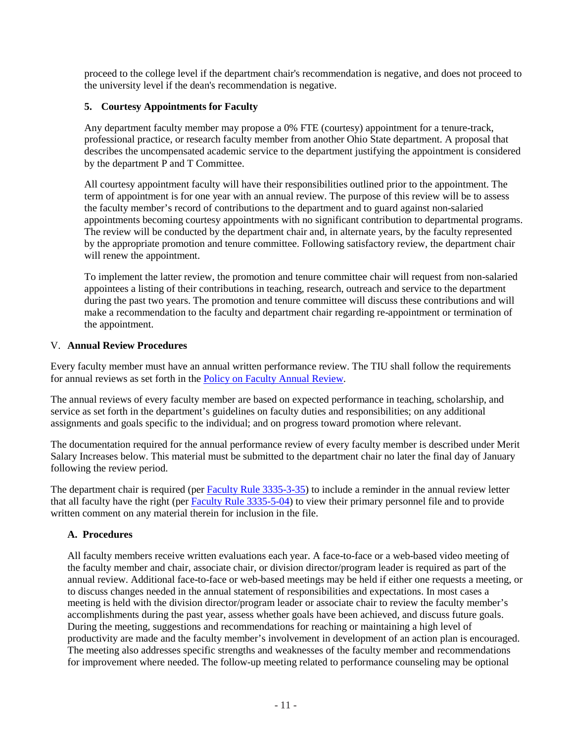proceed to the college level if the department chair's recommendation is negative, and does not proceed to the university level if the dean's recommendation is negative.

### 5. Courtesy Appointments for Faculty

Any department faculty member may propose a 0% FTE (courtesy) appointment for a tenure-track, professional practice, or research faculty member from another Ohio State department. A proposal that describes the uncompensated academic service to the department justifying the appointment is considered by the department P and T Committee.

All courtesy appointment faculty will have their responsibilities outlined prior to the appointment. The term of appointment is for one year with an annual review. The purpose of this review will be to assess the faculty member's record of contributions to the department and to guard against non-salaried appointments becoming courtesy appointments with no significant contribution to departmental programs. The review will be conducted by the department chair and, in alternate years, by the faculty represented by the appropriate promotion and tenure committee. Following satisfactory review, the department chair will renew the appointment.

To implement the latter review, the promotion and tenure committee chair will request from non-salaried appointees a listing of their contributions in teaching, research, outreach and service to the department during the past two years. The promotion and tenure committee will discuss these contributions and will make a recommendation to the faculty and department chair regarding re-appointment or termination of the appointment.

## V. Annual Review Procedures

Every faculty member must have an annual written performance review. The TIU shall follow the requirements for annual reviews as set forth in the Policy on Faculty Annual Review.

The annual reviews of every faculty member are based on expected performance in teaching, scholarship, and service as set forth in the department's guidelines on faculty duties and responsibilities; on any additional assignments and goals specific to the individual; and on progress toward promotion where relevant.

The documentation required for the annual performance review of every faculty member is described under Merit Salary Increases below. This material must be submitted to the department chair no later the final day of January following the review period.

The department chair is required (per Faculty Rule 3335-3-35) to include a reminder in the annual review letter that all faculty have the right (per Faculty Rule 3335-5-04) to view their primary personnel file and to provide written comment on any material therein for inclusion in the file.

### A. Procedures

All faculty members receive written evaluations each year. A face-to-face or a web-based video meeting of the faculty member and chair, associate chair, or division director/program leader is required as part of the annual review. Additional face-to-face or web-based meetings may be held if either one requests a meeting, or to discuss changes needed in the annual statement of responsibilities and expectations. In most cases a meeting is held with the division director/program leader or associate chair to review the faculty member's accomplishments during the past year, assess whether goals have been achieved, and discuss future goals. During the meeting, suggestions and recommendations for reaching or maintaining a high level of productivity are made and the faculty member's involvement in development of an action plan is encouraged. The meeting also addresses specific strengths and weaknesses of the faculty member and recommendations for improvement where needed. The follow-up meeting related to performance counseling may be optional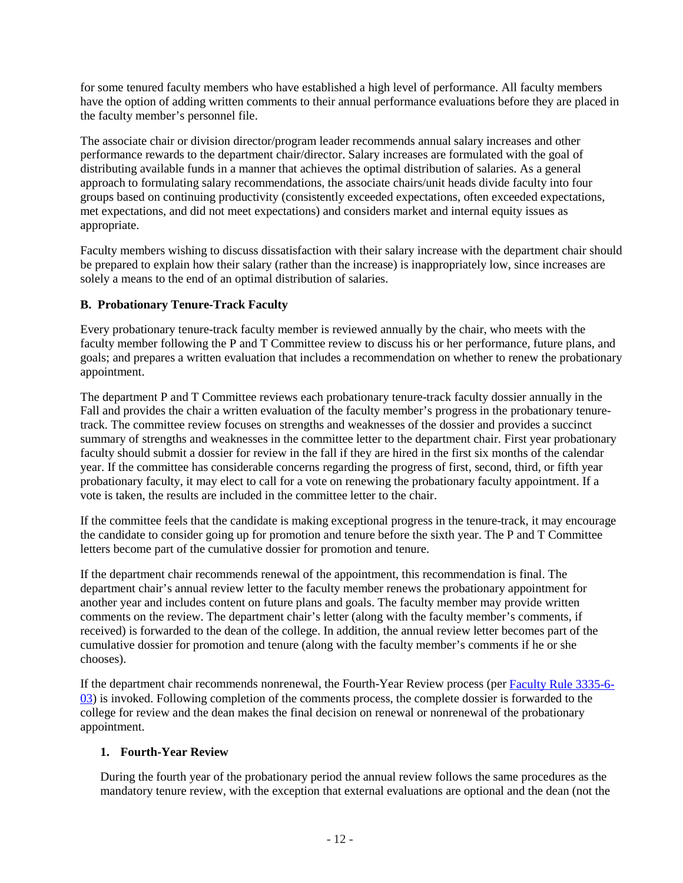for some tenured faculty members who have established a high level of performance. All faculty members have the option of adding written comments to their annual performance evaluations before they are placed in the faculty member's personnel file.

The associate chair or division director/program leader recommends annual salary increases and other performance rewards to the department chair/director. Salary increases are formulated with the goal of distributing available funds in a manner that achieves the optimal distribution of salaries. As a general approach to formulating salary recommendations, the associate chairs/unit heads divide faculty into four groups based on continuing productivity (consistently exceeded expectations, often exceeded expectations, met expectations, and did not meet expectations) and considers market and internal equity issues as appropriate.

Faculty members wishing to discuss dissatisfaction with their salary increase with the department chair should be prepared to explain how their salary (rather than the increase) is inappropriately low, since increases are solely a means to the end of an optimal distribution of salaries.

### B. Probationary Tenure-Track Faculty

Every probationary tenure-track faculty member is reviewed annually by the chair, who meets with the faculty member following the P and T Committee review to discuss his or her performance, future plans, and goals; and prepares a written evaluation that includes a recommendation on whether to renew the probationary appointment.

The department P and T Committee reviews each probationary tenure-track faculty dossier annually in the Fall and provides the chair a written evaluation of the faculty member's progress in the probationary tenure-track. The committee review focuses on strengths and weaknesses of the dossier and provides a succinct summary of strengths and weaknesses in the committee letter to the department chair. First year probationary faculty should submit a dossier for review in the fall if they are hired in the first six months of the calendar year. If the committee has considerable concerns regarding the progress of first, second, third, or fifth year probationary faculty, it may elect to call for a vote on renewing the probationary faculty appointment. If a vote is taken, the results are included in the committee letter to the chair.

If the committee feels that the candidate is making exceptional progress in the tenure-track, it may encourage the candidate to consider going up for promotion and tenure before the sixth year. The P and T Committee letters become part of the cumulative dossier for promotion and tenure.

If the department chair recommends renewal of the appointment, this recommendation is final. The department chair's annual review letter to the faculty member renews the probationary appointment for another year and includes content on future plans and goals. The faculty member may provide written comments on the review. The department chair's letter (along with the faculty member's comments, if received) is forwarded to the dean of the college. In addition, the annual review letter becomes part of the cumulative dossier for promotion and tenure (along with the faculty member's comments if he or she chooses).

If the department chair recommends nonrenewal, the Fourth-Year Review process (per [Faculty Rule 3335-6-03](#)) is invoked. Following completion of the comments process, the complete dossier is forwarded to the college for review and the dean makes the final decision on renewal or nonrenewal of the probationary appointment.

#### 1. Fourth-Year Review

During the fourth year of the probationary period the annual review follows the same procedures as the mandatory tenure review, with the exception that external evaluations are optional and the dean (not the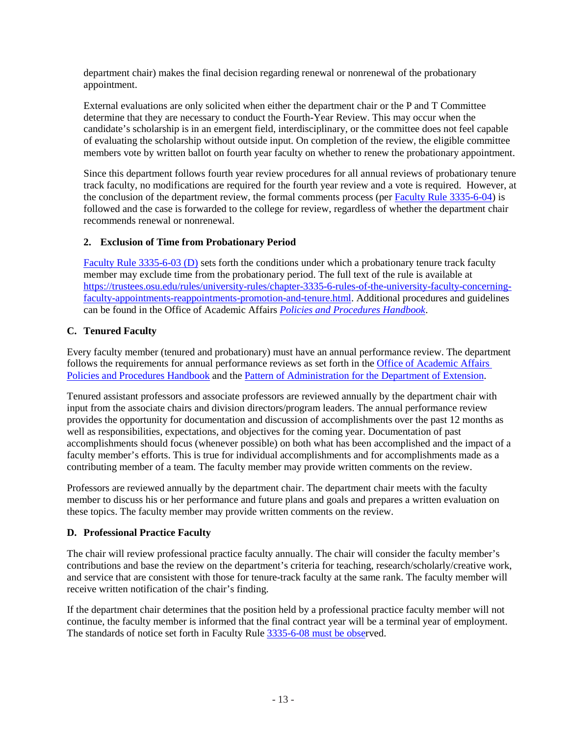department chair) makes the final decision regarding renewal or nonrenewal of the probationary appointment.

External evaluations are only solicited when either the department chair or the P and T Committee determine that they are necessary to conduct the Fourth-Year Review. This may occur when the candidate's scholarship is in an emergent field, interdisciplinary, or the committee does not feel capable of evaluating the scholarship without outside input. On completion of the review, the eligible committee members vote by written ballot on fourth year faculty on whether to renew the probationary appointment.

Since this department follows fourth year review procedures for all annual reviews of probationary tenure track faculty, no modifications are required for the fourth year review and a vote is required. However, at the conclusion of the department review, the formal comments process (per Faculty Rule 3335-6-04) is followed and the case is forwarded to the college for review, regardless of whether the department chair recommends renewal or nonrenewal.

### 2. Exclusion of Time from Probationary Period

Faculty Rule 3335-6-03 (D) sets forth the conditions under which a probationary tenure track faculty member may exclude time from the probationary period. The full text of the rule is available at https://trustees.osu.edu/rules/university-rules/chapter-3335-6-rules-of-the-university-faculty-concerning-faculty-appointments-reappointments-promotion-and-tenure.html. Additional procedures and guidelines can be found in the Office of Academic Affairs *Policies and Procedures Handbook*.

## C. Tenured Faculty

Every faculty member (tenured and probationary) must have an annual performance review. The department follows the requirements for annual performance reviews as set forth in the Office of Academic Affairs Policies and Procedures Handbook and the Pattern of Administration for the Department of Extension.

Tenured assistant professors and associate professors are reviewed annually by the department chair with input from the associate chairs and division directors/program leaders. The annual performance review provides the opportunity for documentation and discussion of accomplishments over the past 12 months as well as responsibilities, expectations, and objectives for the coming year. Documentation of past accomplishments should focus (whenever possible) on both what has been accomplished and the impact of a faculty member's efforts. This is true for individual accomplishments and for accomplishments made as a contributing member of a team. The faculty member may provide written comments on the review.

Professors are reviewed annually by the department chair. The department chair meets with the faculty member to discuss his or her performance and future plans and goals and prepares a written evaluation on these topics. The faculty member may provide written comments on the review.

## D. Professional Practice Faculty

The chair will review professional practice faculty annually. The chair will consider the faculty member's contributions and base the review on the department's criteria for teaching, research/scholarly/creative work, and service that are consistent with those for tenure-track faculty at the same rank. The faculty member will receive written notification of the chair's finding.

If the department chair determines that the position held by a professional practice faculty member will not continue, the faculty member is informed that the final contract year will be a terminal year of employment. The standards of notice set forth in Faculty Rule 3335-6-08 must be observed.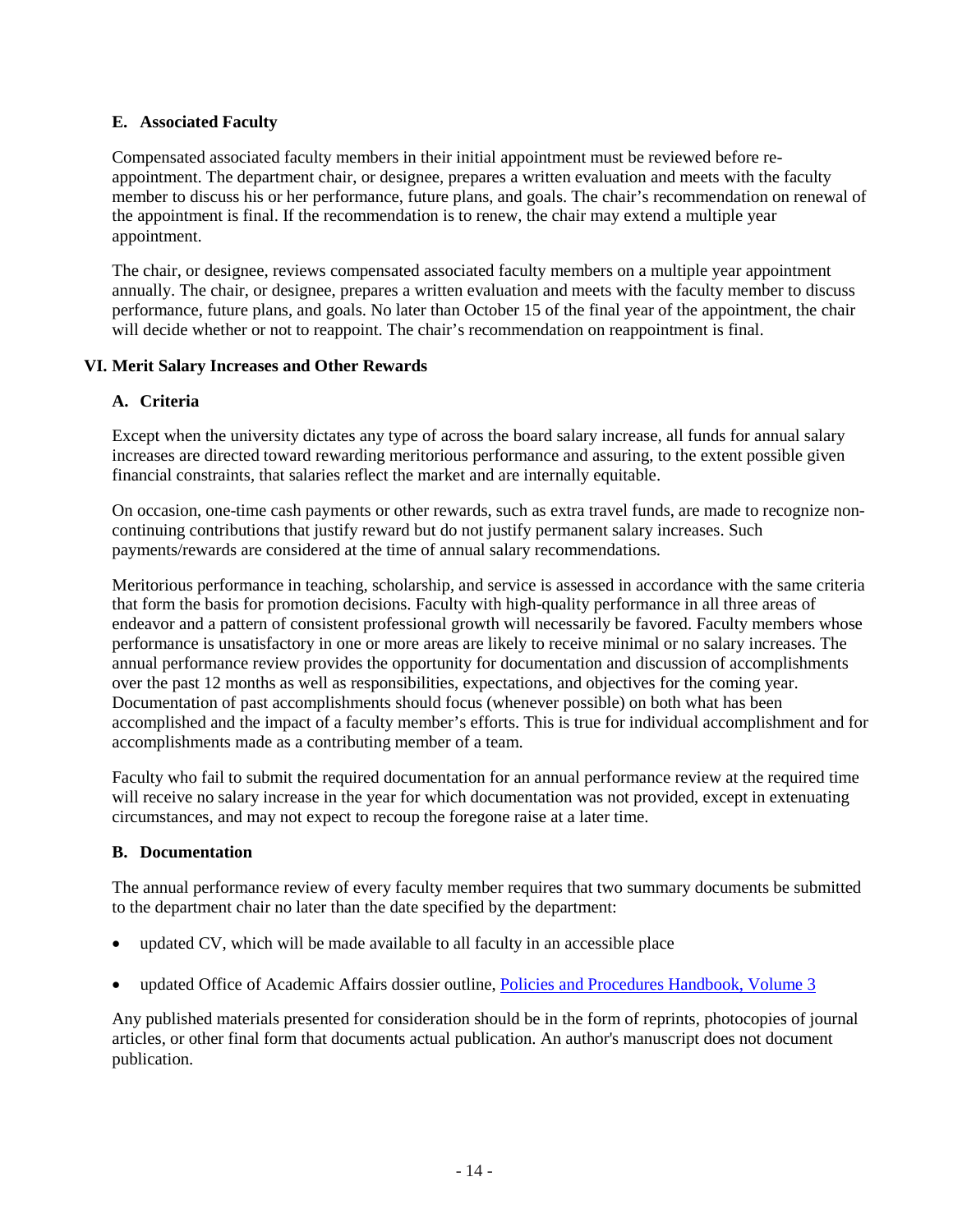### E. Associated Faculty

Compensated associated faculty members in their initial appointment must be reviewed before re-appointment. The department chair, or designee, prepares a written evaluation and meets with the faculty member to discuss his or her performance, future plans, and goals. The chair's recommendation on renewal of the appointment is final. If the recommendation is to renew, the chair may extend a multiple year appointment.

The chair, or designee, reviews compensated associated faculty members on a multiple year appointment annually. The chair, or designee, prepares a written evaluation and meets with the faculty member to discuss performance, future plans, and goals. No later than October 15 of the final year of the appointment, the chair will decide whether or not to reappoint. The chair's recommendation on reappointment is final.

## VI. Merit Salary Increases and Other Rewards

### A. Criteria

Except when the university dictates any type of across the board salary increase, all funds for annual salary increases are directed toward rewarding meritorious performance and assuring, to the extent possible given financial constraints, that salaries reflect the market and are internally equitable.

On occasion, one-time cash payments or other rewards, such as extra travel funds, are made to recognize non-continuing contributions that justify reward but do not justify permanent salary increases. Such payments/rewards are considered at the time of annual salary recommendations.

Meritorious performance in teaching, scholarship, and service is assessed in accordance with the same criteria that form the basis for promotion decisions. Faculty with high-quality performance in all three areas of endeavor and a pattern of consistent professional growth will necessarily be favored. Faculty members whose performance is unsatisfactory in one or more areas are likely to receive minimal or no salary increases. The annual performance review provides the opportunity for documentation and discussion of accomplishments over the past 12 months as well as responsibilities, expectations, and objectives for the coming year. Documentation of past accomplishments should focus (whenever possible) on both what has been accomplished and the impact of a faculty member's efforts. This is true for individual accomplishment and for accomplishments made as a contributing member of a team.

Faculty who fail to submit the required documentation for an annual performance review at the required time will receive no salary increase in the year for which documentation was not provided, except in extenuating circumstances, and may not expect to recoup the foregone raise at a later time.

### B. Documentation

The annual performance review of every faculty member requires that two summary documents be submitted to the department chair no later than the date specified by the department:

- updated CV, which will be made available to all faculty in an accessible place
- updated Office of Academic Affairs dossier outline, Policies and Procedures Handbook, Volume 3

Any published materials presented for consideration should be in the form of reprints, photocopies of journal articles, or other final form that documents actual publication. An author's manuscript does not document publication.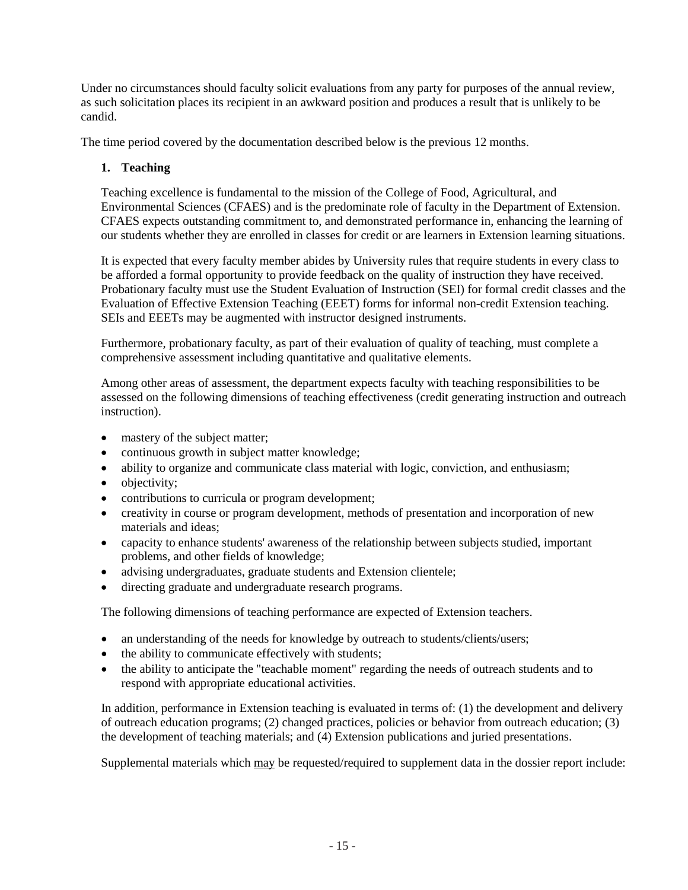Under no circumstances should faculty solicit evaluations from any party for purposes of the annual review, as such solicitation places its recipient in an awkward position and produces a result that is unlikely to be candid.

The time period covered by the documentation described below is the previous 12 months.

**1. Teaching**

Teaching excellence is fundamental to the mission of the College of Food, Agricultural, and Environmental Sciences (CFAES) and is the predominate role of faculty in the Department of Extension. CFAES expects outstanding commitment to, and demonstrated performance in, enhancing the learning of our students whether they are enrolled in classes for credit or are learners in Extension learning situations.

It is expected that every faculty member abides by University rules that require students in every class to be afforded a formal opportunity to provide feedback on the quality of instruction they have received. Probationary faculty must use the Student Evaluation of Instruction (SEI) for formal credit classes and the Evaluation of Effective Extension Teaching (EEET) forms for informal non-credit Extension teaching. SEIs and EEETs may be augmented with instructor designed instruments.

Furthermore, probationary faculty, as part of their evaluation of quality of teaching, must complete a comprehensive assessment including quantitative and qualitative elements.

Among other areas of assessment, the department expects faculty with teaching responsibilities to be assessed on the following dimensions of teaching effectiveness (credit generating instruction and outreach instruction).

- mastery of the subject matter;
- continuous growth in subject matter knowledge;
- ability to organize and communicate class material with logic, conviction, and enthusiasm;
- objectivity;
- contributions to curricula or program development;
- creativity in course or program development, methods of presentation and incorporation of new materials and ideas;
- capacity to enhance students' awareness of the relationship between subjects studied, important problems, and other fields of knowledge;
- advising undergraduates, graduate students and Extension clientele;
- directing graduate and undergraduate research programs.

The following dimensions of teaching performance are expected of Extension teachers.

- an understanding of the needs for knowledge by outreach to students/clients/users;
- the ability to communicate effectively with students;
- the ability to anticipate the "teachable moment" regarding the needs of outreach students and to respond with appropriate educational activities.

In addition, performance in Extension teaching is evaluated in terms of: (1) the development and delivery of outreach education programs; (2) changed practices, policies or behavior from outreach education; (3) the development of teaching materials; and (4) Extension publications and juried presentations.

Supplemental materials which <u>may</u> be requested/required to supplement data in the dossier report include: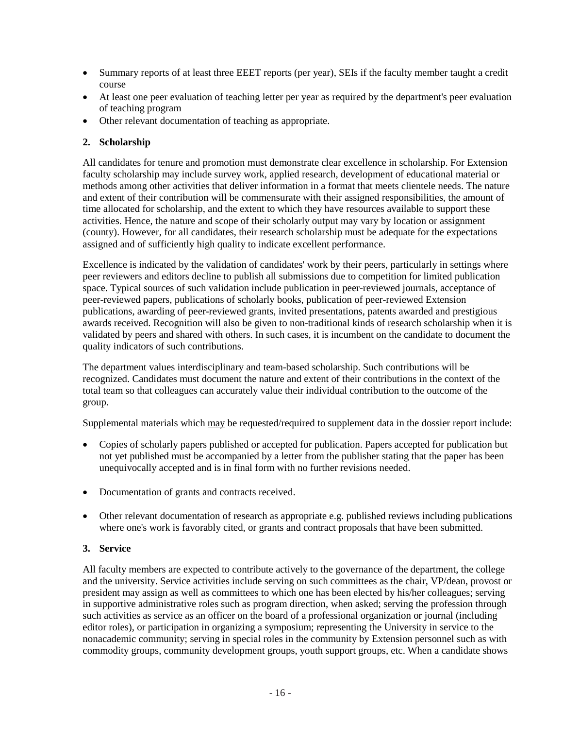- Summary reports of at least three EEET reports (per year), SEIs if the faculty member taught a credit course
- At least one peer evaluation of teaching letter per year as required by the department's peer evaluation of teaching program
- Other relevant documentation of teaching as appropriate.

**2. Scholarship**

All candidates for tenure and promotion must demonstrate clear excellence in scholarship. For Extension faculty scholarship may include survey work, applied research, development of educational material or methods among other activities that deliver information in a format that meets clientele needs. The nature and extent of their contribution will be commensurate with their assigned responsibilities, the amount of time allocated for scholarship, and the extent to which they have resources available to support these activities. Hence, the nature and scope of their scholarly output may vary by location or assignment (county). However, for all candidates, their research scholarship must be adequate for the expectations assigned and of sufficiently high quality to indicate excellent performance.

Excellence is indicated by the validation of candidates' work by their peers, particularly in settings where peer reviewers and editors decline to publish all submissions due to competition for limited publication space. Typical sources of such validation include publication in peer-reviewed journals, acceptance of peer-reviewed papers, publications of scholarly books, publication of peer-reviewed Extension publications, awarding of peer-reviewed grants, invited presentations, patents awarded and prestigious awards received. Recognition will also be given to non-traditional kinds of research scholarship when it is validated by peers and shared with others. In such cases, it is incumbent on the candidate to document the quality indicators of such contributions.

The department values interdisciplinary and team-based scholarship. Such contributions will be recognized. Candidates must document the nature and extent of their contributions in the context of the total team so that colleagues can accurately value their individual contribution to the outcome of the group.

Supplemental materials which <u>may</u> be requested/required to supplement data in the dossier report include:

- Copies of scholarly papers published or accepted for publication. Papers accepted for publication but not yet published must be accompanied by a letter from the publisher stating that the paper has been unequivocally accepted and is in final form with no further revisions needed.
- Documentation of grants and contracts received.
- Other relevant documentation of research as appropriate e.g. published reviews including publications where one's work is favorably cited, or grants and contract proposals that have been submitted.

**3. Service**

All faculty members are expected to contribute actively to the governance of the department, the college and the university. Service activities include serving on such committees as the chair, VP/dean, provost or president may assign as well as committees to which one has been elected by his/her colleagues; serving in supportive administrative roles such as program direction, when asked; serving the profession through such activities as service as an officer on the board of a professional organization or journal (including editor roles), or participation in organizing a symposium; representing the University in service to the nonacademic community; serving in special roles in the community by Extension personnel such as with commodity groups, community development groups, youth support groups, etc. When a candidate shows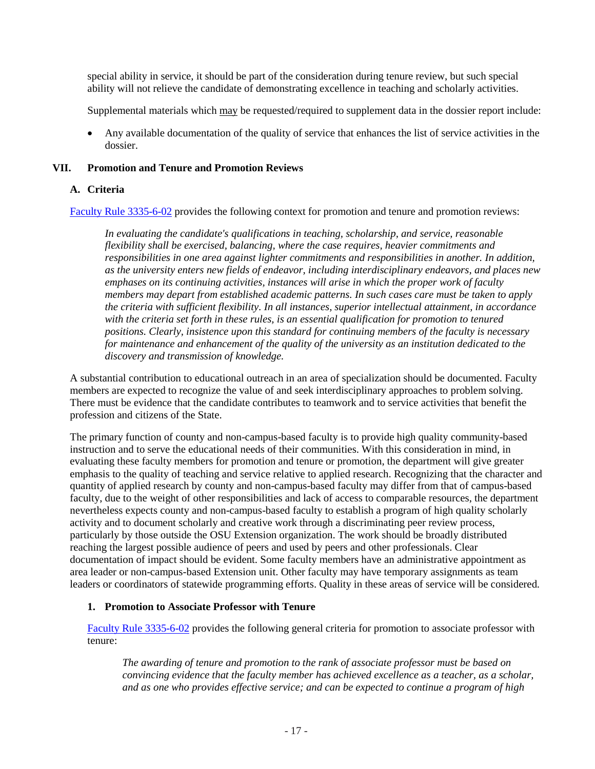special ability in service, it should be part of the consideration during tenure review, but such special ability will not relieve the candidate of demonstrating excellence in teaching and scholarly activities.

Supplemental materials which may be requested/required to supplement data in the dossier report include:

- Any available documentation of the quality of service that enhances the list of service activities in the dossier.

## VII. Promotion and Tenure and Promotion Reviews

### A. Criteria

Faculty Rule 3335-6-02 provides the following context for promotion and tenure and promotion reviews:

> *In evaluating the candidate's qualifications in teaching, scholarship, and service, reasonable flexibility shall be exercised, balancing, where the case requires, heavier commitments and responsibilities in one area against lighter commitments and responsibilities in another. In addition, as the university enters new fields of endeavor, including interdisciplinary endeavors, and places new emphases on its continuing activities, instances will arise in which the proper work of faculty members may depart from established academic patterns. In such cases care must be taken to apply the criteria with sufficient flexibility. In all instances, superior intellectual attainment, in accordance with the criteria set forth in these rules, is an essential qualification for promotion to tenured positions. Clearly, insistence upon this standard for continuing members of the faculty is necessary for maintenance and enhancement of the quality of the university as an institution dedicated to the discovery and transmission of knowledge.*

A substantial contribution to educational outreach in an area of specialization should be documented. Faculty members are expected to recognize the value of and seek interdisciplinary approaches to problem solving. There must be evidence that the candidate contributes to teamwork and to service activities that benefit the profession and citizens of the State.

The primary function of county and non-campus-based faculty is to provide high quality community-based instruction and to serve the educational needs of their communities. With this consideration in mind, in evaluating these faculty members for promotion and tenure or promotion, the department will give greater emphasis to the quality of teaching and service relative to applied research. Recognizing that the character and quantity of applied research by county and non-campus-based faculty may differ from that of campus-based faculty, due to the weight of other responsibilities and lack of access to comparable resources, the department nevertheless expects county and non-campus-based faculty to establish a program of high quality scholarly activity and to document scholarly and creative work through a discriminating peer review process, particularly by those outside the OSU Extension organization. The work should be broadly distributed reaching the largest possible audience of peers and used by peers and other professionals. Clear documentation of impact should be evident. Some faculty members have an administrative appointment as area leader or non-campus-based Extension unit. Other faculty may have temporary assignments as team leaders or coordinators of statewide programming efforts. Quality in these areas of service will be considered.

#### 1. Promotion to Associate Professor with Tenure

Faculty Rule 3335-6-02 provides the following general criteria for promotion to associate professor with tenure:

> *The awarding of tenure and promotion to the rank of associate professor must be based on convincing evidence that the faculty member has achieved excellence as a teacher, as a scholar, and as one who provides effective service; and can be expected to continue a program of high*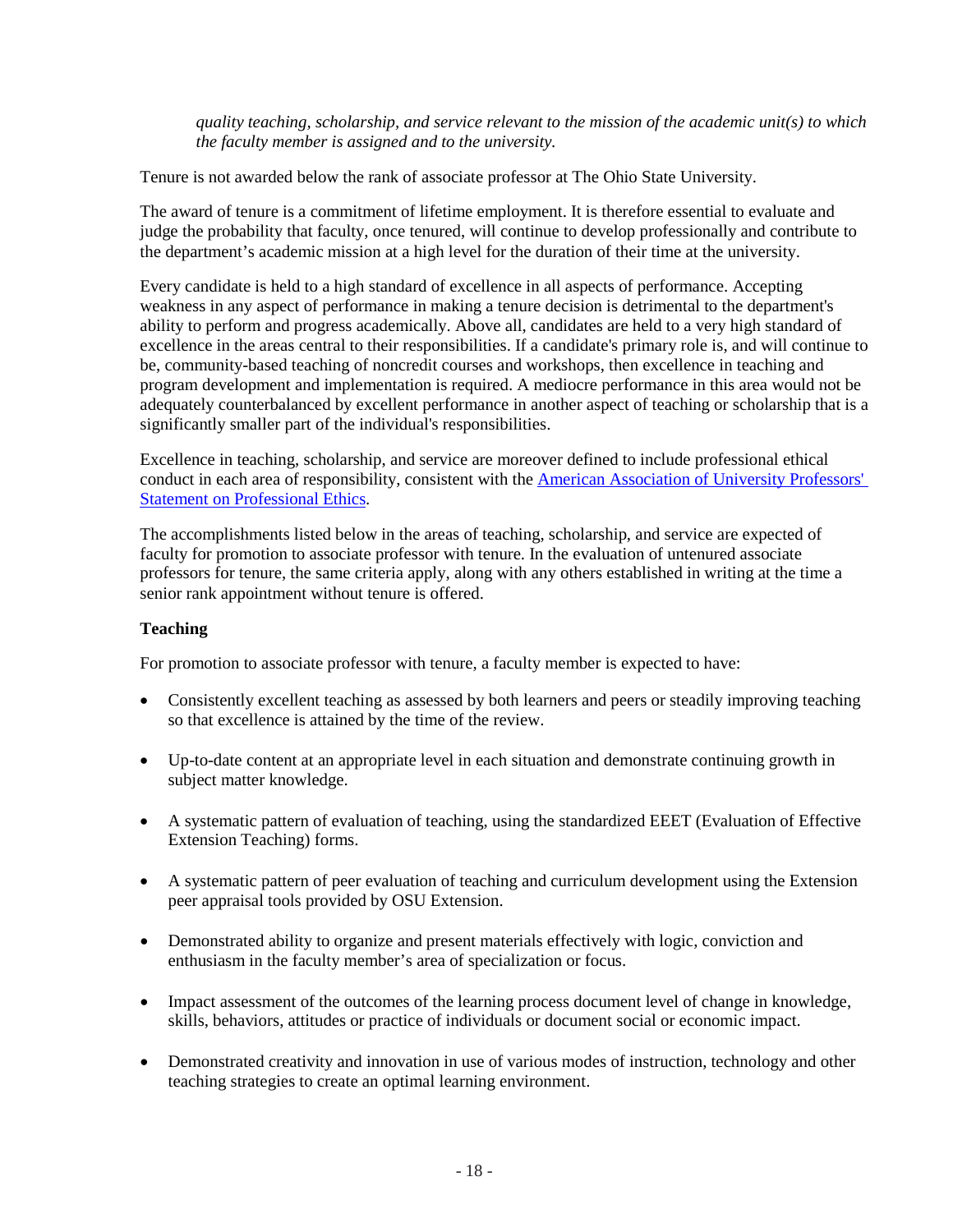*quality teaching, scholarship, and service relevant to the mission of the academic unit(s) to which the faculty member is assigned and to the university.*

Tenure is not awarded below the rank of associate professor at The Ohio State University.

The award of tenure is a commitment of lifetime employment. It is therefore essential to evaluate and judge the probability that faculty, once tenured, will continue to develop professionally and contribute to the department's academic mission at a high level for the duration of their time at the university.

Every candidate is held to a high standard of excellence in all aspects of performance. Accepting weakness in any aspect of performance in making a tenure decision is detrimental to the department's ability to perform and progress academically. Above all, candidates are held to a very high standard of excellence in the areas central to their responsibilities. If a candidate's primary role is, and will continue to be, community-based teaching of noncredit courses and workshops, then excellence in teaching and program development and implementation is required. A mediocre performance in this area would not be adequately counterbalanced by excellent performance in another aspect of teaching or scholarship that is a significantly smaller part of the individual's responsibilities.

Excellence in teaching, scholarship, and service are moreover defined to include professional ethical conduct in each area of responsibility, consistent with the American Association of University Professors' Statement on Professional Ethics.

The accomplishments listed below in the areas of teaching, scholarship, and service are expected of faculty for promotion to associate professor with tenure. In the evaluation of untenured associate professors for tenure, the same criteria apply, along with any others established in writing at the time a senior rank appointment without tenure is offered.

**Teaching**

For promotion to associate professor with tenure, a faculty member is expected to have:

- Consistently excellent teaching as assessed by both learners and peers or steadily improving teaching so that excellence is attained by the time of the review.
- Up-to-date content at an appropriate level in each situation and demonstrate continuing growth in subject matter knowledge.
- A systematic pattern of evaluation of teaching, using the standardized EEET (Evaluation of Effective Extension Teaching) forms.
- A systematic pattern of peer evaluation of teaching and curriculum development using the Extension peer appraisal tools provided by OSU Extension.
- Demonstrated ability to organize and present materials effectively with logic, conviction and enthusiasm in the faculty member's area of specialization or focus.
- Impact assessment of the outcomes of the learning process document level of change in knowledge, skills, behaviors, attitudes or practice of individuals or document social or economic impact.
- Demonstrated creativity and innovation in use of various modes of instruction, technology and other teaching strategies to create an optimal learning environment.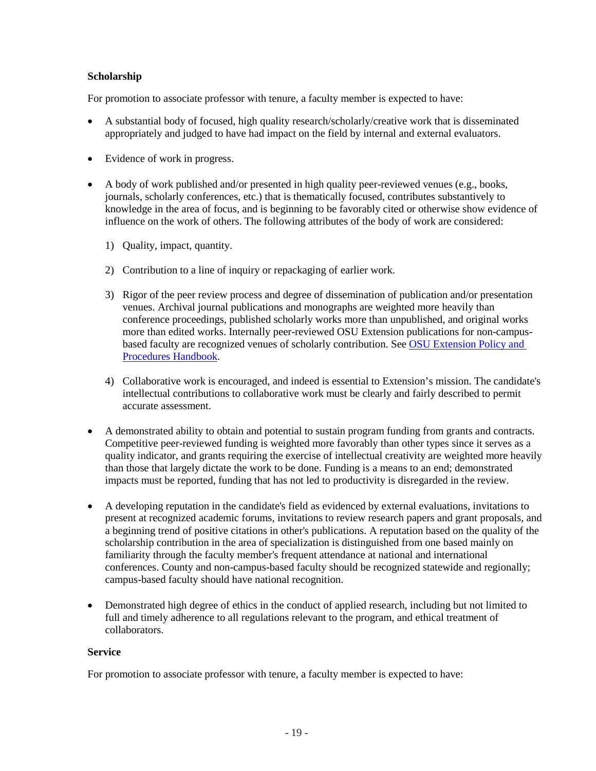**Scholarship**

For promotion to associate professor with tenure, a faculty member is expected to have:

- A substantial body of focused, high quality research/scholarly/creative work that is disseminated appropriately and judged to have had impact on the field by internal and external evaluators.
- Evidence of work in progress.
- A body of work published and/or presented in high quality peer-reviewed venues (e.g., books, journals, scholarly conferences, etc.) that is thematically focused, contributes substantively to knowledge in the area of focus, and is beginning to be favorably cited or otherwise show evidence of influence on the work of others. The following attributes of the body of work are considered:
    1) Quality, impact, quantity.
    2) Contribution to a line of inquiry or repackaging of earlier work.
    3) Rigor of the peer review process and degree of dissemination of publication and/or presentation venues. Archival journal publications and monographs are weighted more heavily than conference proceedings, published scholarly works more than unpublished, and original works more than edited works. Internally peer-reviewed OSU Extension publications for non-campus-based faculty are recognized venues of scholarly contribution. See [OSU Extension Policy and Procedures Handbook](#).
    4) Collaborative work is encouraged, and indeed is essential to Extension's mission. The candidate's intellectual contributions to collaborative work must be clearly and fairly described to permit accurate assessment.
- A demonstrated ability to obtain and potential to sustain program funding from grants and contracts. Competitive peer-reviewed funding is weighted more favorably than other types since it serves as a quality indicator, and grants requiring the exercise of intellectual creativity are weighted more heavily than those that largely dictate the work to be done. Funding is a means to an end; demonstrated impacts must be reported, funding that has not led to productivity is disregarded in the review.
- A developing reputation in the candidate's field as evidenced by external evaluations, invitations to present at recognized academic forums, invitations to review research papers and grant proposals, and a beginning trend of positive citations in other's publications. A reputation based on the quality of the scholarship contribution in the area of specialization is distinguished from one based mainly on familiarity through the faculty member's frequent attendance at national and international conferences. County and non-campus-based faculty should be recognized statewide and regionally; campus-based faculty should have national recognition.
- Demonstrated high degree of ethics in the conduct of applied research, including but not limited to full and timely adherence to all regulations relevant to the program, and ethical treatment of collaborators.

**Service**

For promotion to associate professor with tenure, a faculty member is expected to have: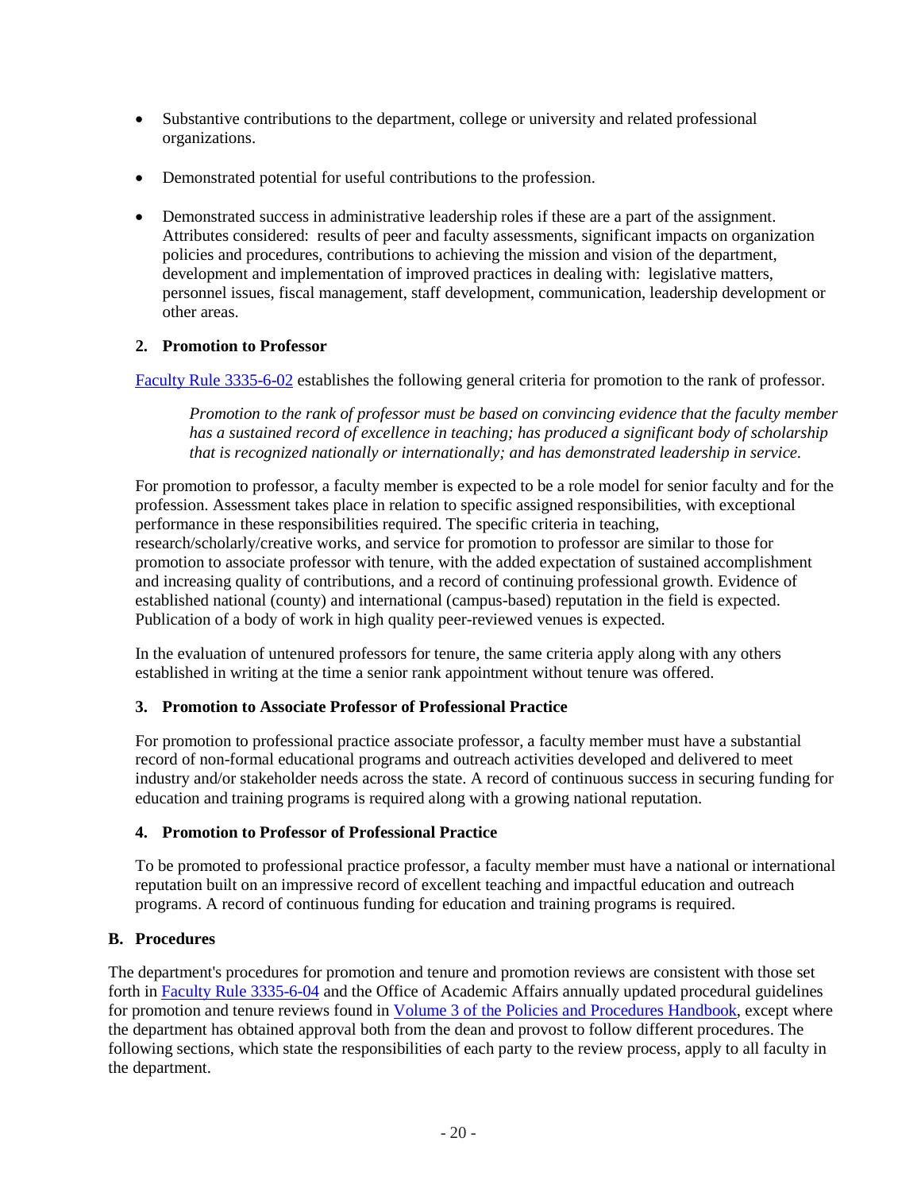- Substantive contributions to the department, college or university and related professional organizations.

- Demonstrated potential for useful contributions to the profession.

- Demonstrated success in administrative leadership roles if these are a part of the assignment. Attributes considered: results of peer and faculty assessments, significant impacts on organization policies and procedures, contributions to achieving the mission and vision of the department, development and implementation of improved practices in dealing with: legislative matters, personnel issues, fiscal management, staff development, communication, leadership development or other areas.

### 2. Promotion to Professor

[Faculty Rule 3335-6-02] establishes the following general criteria for promotion to the rank of professor.

> *Promotion to the rank of professor must be based on convincing evidence that the faculty member has a sustained record of excellence in teaching; has produced a significant body of scholarship that is recognized nationally or internationally; and has demonstrated leadership in service.*

For promotion to professor, a faculty member is expected to be a role model for senior faculty and for the profession. Assessment takes place in relation to specific assigned responsibilities, with exceptional performance in these responsibilities required. The specific criteria in teaching, research/scholarly/creative works, and service for promotion to professor are similar to those for promotion to associate professor with tenure, with the added expectation of sustained accomplishment and increasing quality of contributions, and a record of continuing professional growth. Evidence of established national (county) and international (campus-based) reputation in the field is expected. Publication of a body of work in high quality peer-reviewed venues is expected.

In the evaluation of untenured professors for tenure, the same criteria apply along with any others established in writing at the time a senior rank appointment without tenure was offered.

### 3. Promotion to Associate Professor of Professional Practice

For promotion to professional practice associate professor, a faculty member must have a substantial record of non-formal educational programs and outreach activities developed and delivered to meet industry and/or stakeholder needs across the state. A record of continuous success in securing funding for education and training programs is required along with a growing national reputation.

### 4. Promotion to Professor of Professional Practice

To be promoted to professional practice professor, a faculty member must have a national or international reputation built on an impressive record of excellent teaching and impactful education and outreach programs. A record of continuous funding for education and training programs is required.

## B. Procedures

The department's procedures for promotion and tenure and promotion reviews are consistent with those set forth in [Faculty Rule 3335-6-04] and the Office of Academic Affairs annually updated procedural guidelines for promotion and tenure reviews found in [Volume 3 of the Policies and Procedures Handbook], except where the department has obtained approval both from the dean and provost to follow different procedures. The following sections, which state the responsibilities of each party to the review process, apply to all faculty in the department.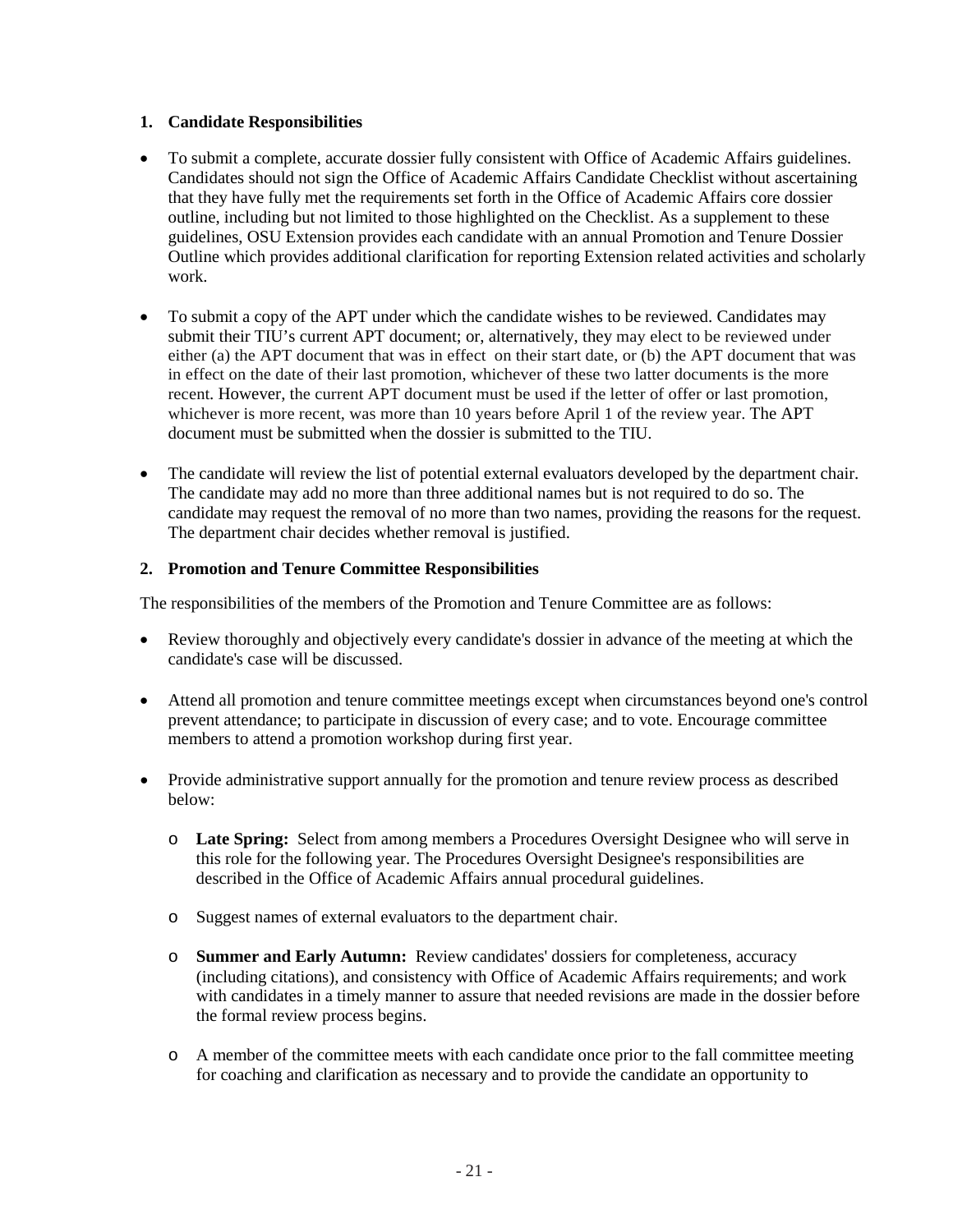### 1. Candidate Responsibilities

- To submit a complete, accurate dossier fully consistent with Office of Academic Affairs guidelines. Candidates should not sign the Office of Academic Affairs Candidate Checklist without ascertaining that they have fully met the requirements set forth in the Office of Academic Affairs core dossier outline, including but not limited to those highlighted on the Checklist. As a supplement to these guidelines, OSU Extension provides each candidate with an annual Promotion and Tenure Dossier Outline which provides additional clarification for reporting Extension related activities and scholarly work.

- To submit a copy of the APT under which the candidate wishes to be reviewed. Candidates may submit their TIU's current APT document; or, alternatively, they may elect to be reviewed under either (a) the APT document that was in effect on their start date, or (b) the APT document that was in effect on the date of their last promotion, whichever of these two latter documents is the more recent. However, the current APT document must be used if the letter of offer or last promotion, whichever is more recent, was more than 10 years before April 1 of the review year. The APT document must be submitted when the dossier is submitted to the TIU.

- The candidate will review the list of potential external evaluators developed by the department chair. The candidate may add no more than three additional names but is not required to do so. The candidate may request the removal of no more than two names, providing the reasons for the request. The department chair decides whether removal is justified.

### 2. Promotion and Tenure Committee Responsibilities

The responsibilities of the members of the Promotion and Tenure Committee are as follows:

- Review thoroughly and objectively every candidate's dossier in advance of the meeting at which the candidate's case will be discussed.

- Attend all promotion and tenure committee meetings except when circumstances beyond one's control prevent attendance; to participate in discussion of every case; and to vote. Encourage committee members to attend a promotion workshop during first year.

- Provide administrative support annually for the promotion and tenure review process as described below:

  - **Late Spring:** Select from among members a Procedures Oversight Designee who will serve in this role for the following year. The Procedures Oversight Designee's responsibilities are described in the Office of Academic Affairs annual procedural guidelines.

  - Suggest names of external evaluators to the department chair.

  - **Summer and Early Autumn:** Review candidates' dossiers for completeness, accuracy (including citations), and consistency with Office of Academic Affairs requirements; and work with candidates in a timely manner to assure that needed revisions are made in the dossier before the formal review process begins.

  - A member of the committee meets with each candidate once prior to the fall committee meeting for coaching and clarification as necessary and to provide the candidate an opportunity to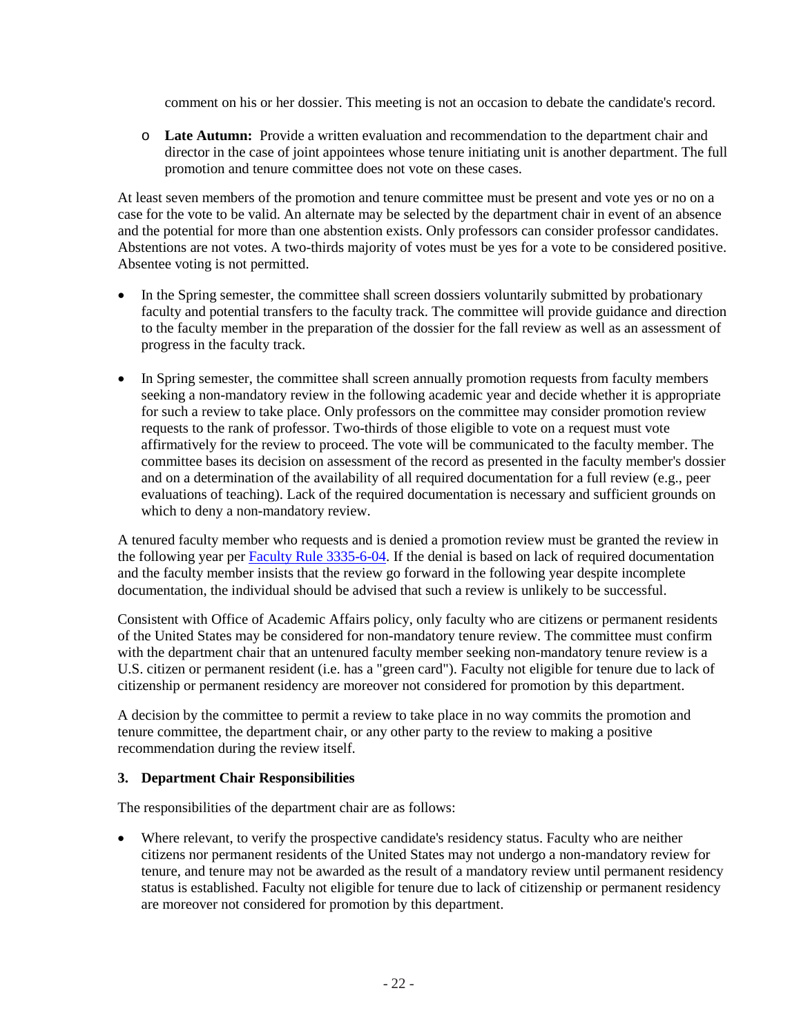comment on his or her dossier. This meeting is not an occasion to debate the candidate's record.

- **Late Autumn:** Provide a written evaluation and recommendation to the department chair and director in the case of joint appointees whose tenure initiating unit is another department. The full promotion and tenure committee does not vote on these cases.

At least seven members of the promotion and tenure committee must be present and vote yes or no on a case for the vote to be valid. An alternate may be selected by the department chair in event of an absence and the potential for more than one abstention exists. Only professors can consider professor candidates. Abstentions are not votes. A two-thirds majority of votes must be yes for a vote to be considered positive. Absentee voting is not permitted.

- In the Spring semester, the committee shall screen dossiers voluntarily submitted by probationary faculty and potential transfers to the faculty track. The committee will provide guidance and direction to the faculty member in the preparation of the dossier for the fall review as well as an assessment of progress in the faculty track.

- In Spring semester, the committee shall screen annually promotion requests from faculty members seeking a non-mandatory review in the following academic year and decide whether it is appropriate for such a review to take place. Only professors on the committee may consider promotion review requests to the rank of professor. Two-thirds of those eligible to vote on a request must vote affirmatively for the review to proceed. The vote will be communicated to the faculty member. The committee bases its decision on assessment of the record as presented in the faculty member's dossier and on a determination of the availability of all required documentation for a full review (e.g., peer evaluations of teaching). Lack of the required documentation is necessary and sufficient grounds on which to deny a non-mandatory review.

A tenured faculty member who requests and is denied a promotion review must be granted the review in the following year per [Faculty Rule 3335-6-04](). If the denial is based on lack of required documentation and the faculty member insists that the review go forward in the following year despite incomplete documentation, the individual should be advised that such a review is unlikely to be successful.

Consistent with Office of Academic Affairs policy, only faculty who are citizens or permanent residents of the United States may be considered for non-mandatory tenure review. The committee must confirm with the department chair that an untenured faculty member seeking non-mandatory tenure review is a U.S. citizen or permanent resident (i.e. has a "green card"). Faculty not eligible for tenure due to lack of citizenship or permanent residency are moreover not considered for promotion by this department.

A decision by the committee to permit a review to take place in no way commits the promotion and tenure committee, the department chair, or any other party to the review to making a positive recommendation during the review itself.

### 3. Department Chair Responsibilities

The responsibilities of the department chair are as follows:

- Where relevant, to verify the prospective candidate's residency status. Faculty who are neither citizens nor permanent residents of the United States may not undergo a non-mandatory review for tenure, and tenure may not be awarded as the result of a mandatory review until permanent residency status is established. Faculty not eligible for tenure due to lack of citizenship or permanent residency are moreover not considered for promotion by this department.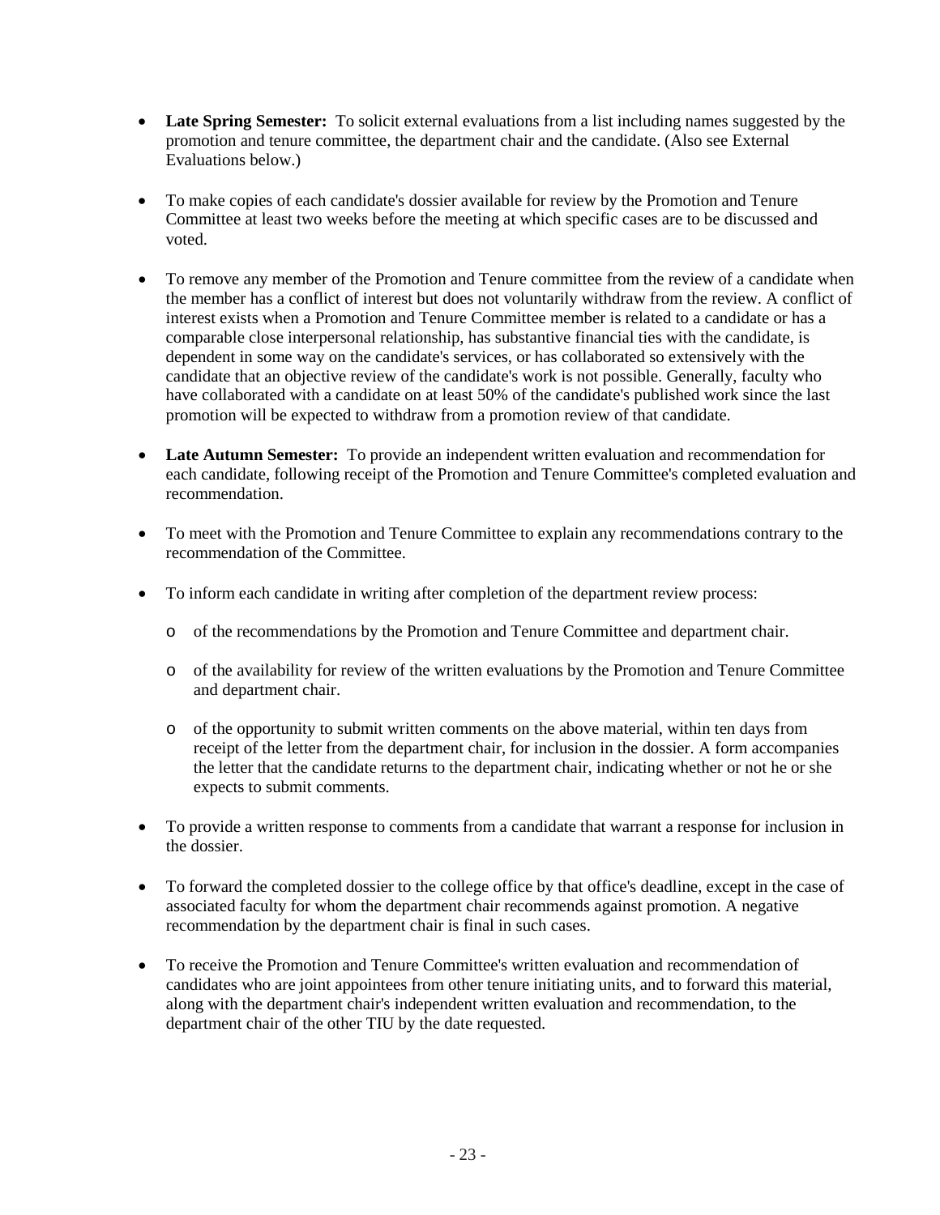- **Late Spring Semester:** To solicit external evaluations from a list including names suggested by the promotion and tenure committee, the department chair and the candidate. (Also see External Evaluations below.)

- To make copies of each candidate's dossier available for review by the Promotion and Tenure Committee at least two weeks before the meeting at which specific cases are to be discussed and voted.

- To remove any member of the Promotion and Tenure committee from the review of a candidate when the member has a conflict of interest but does not voluntarily withdraw from the review. A conflict of interest exists when a Promotion and Tenure Committee member is related to a candidate or has a comparable close interpersonal relationship, has substantive financial ties with the candidate, is dependent in some way on the candidate's services, or has collaborated so extensively with the candidate that an objective review of the candidate's work is not possible. Generally, faculty who have collaborated with a candidate on at least 50% of the candidate's published work since the last promotion will be expected to withdraw from a promotion review of that candidate.

- **Late Autumn Semester:** To provide an independent written evaluation and recommendation for each candidate, following receipt of the Promotion and Tenure Committee's completed evaluation and recommendation.

- To meet with the Promotion and Tenure Committee to explain any recommendations contrary to the recommendation of the Committee.

- To inform each candidate in writing after completion of the department review process:

  - of the recommendations by the Promotion and Tenure Committee and department chair.

  - of the availability for review of the written evaluations by the Promotion and Tenure Committee and department chair.

  - of the opportunity to submit written comments on the above material, within ten days from receipt of the letter from the department chair, for inclusion in the dossier. A form accompanies the letter that the candidate returns to the department chair, indicating whether or not he or she expects to submit comments.

- To provide a written response to comments from a candidate that warrant a response for inclusion in the dossier.

- To forward the completed dossier to the college office by that office's deadline, except in the case of associated faculty for whom the department chair recommends against promotion. A negative recommendation by the department chair is final in such cases.

- To receive the Promotion and Tenure Committee's written evaluation and recommendation of candidates who are joint appointees from other tenure initiating units, and to forward this material, along with the department chair's independent written evaluation and recommendation, to the department chair of the other TIU by the date requested.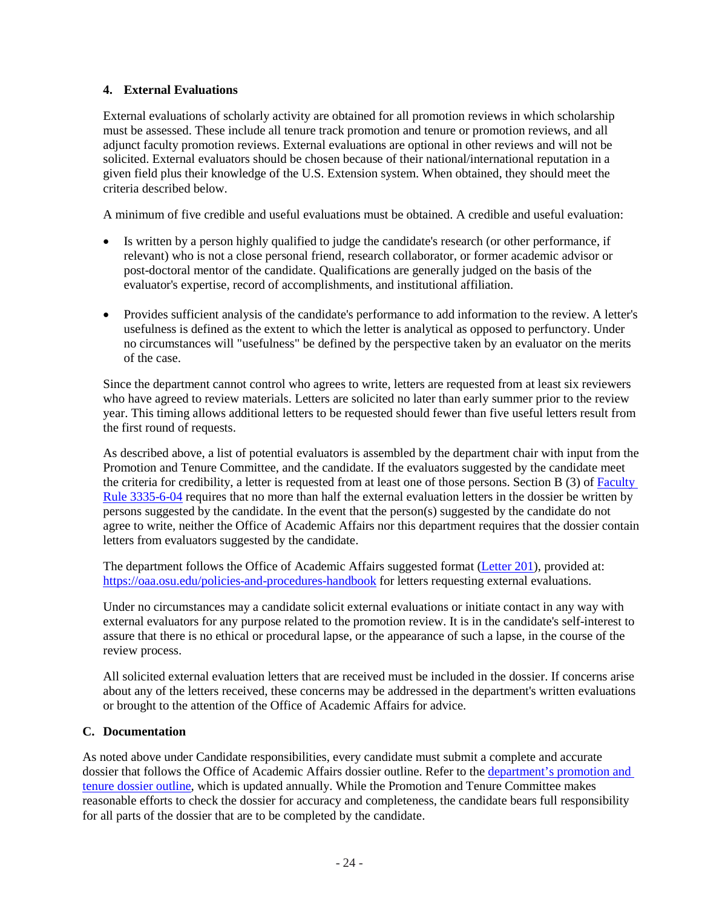### 4. External Evaluations

External evaluations of scholarly activity are obtained for all promotion reviews in which scholarship must be assessed. These include all tenure track promotion and tenure or promotion reviews, and all adjunct faculty promotion reviews. External evaluations are optional in other reviews and will not be solicited. External evaluators should be chosen because of their national/international reputation in a given field plus their knowledge of the U.S. Extension system. When obtained, they should meet the criteria described below.

A minimum of five credible and useful evaluations must be obtained. A credible and useful evaluation:

- Is written by a person highly qualified to judge the candidate's research (or other performance, if relevant) who is not a close personal friend, research collaborator, or former academic advisor or post-doctoral mentor of the candidate. Qualifications are generally judged on the basis of the evaluator's expertise, record of accomplishments, and institutional affiliation.

- Provides sufficient analysis of the candidate's performance to add information to the review. A letter's usefulness is defined as the extent to which the letter is analytical as opposed to perfunctory. Under no circumstances will "usefulness" be defined by the perspective taken by an evaluator on the merits of the case.

Since the department cannot control who agrees to write, letters are requested from at least six reviewers who have agreed to review materials. Letters are solicited no later than early summer prior to the review year. This timing allows additional letters to be requested should fewer than five useful letters result from the first round of requests.

As described above, a list of potential evaluators is assembled by the department chair with input from the Promotion and Tenure Committee, and the candidate. If the evaluators suggested by the candidate meet the criteria for credibility, a letter is requested from at least one of those persons. Section B (3) of [Faculty Rule 3335-6-04] requires that no more than half the external evaluation letters in the dossier be written by persons suggested by the candidate. In the event that the person(s) suggested by the candidate do not agree to write, neither the Office of Academic Affairs nor this department requires that the dossier contain letters from evaluators suggested by the candidate.

The department follows the Office of Academic Affairs suggested format ([Letter 201]), provided at: https://oaa.osu.edu/policies-and-procedures-handbook for letters requesting external evaluations.

Under no circumstances may a candidate solicit external evaluations or initiate contact in any way with external evaluators for any purpose related to the promotion review. It is in the candidate's self-interest to assure that there is no ethical or procedural lapse, or the appearance of such a lapse, in the course of the review process.

All solicited external evaluation letters that are received must be included in the dossier. If concerns arise about any of the letters received, these concerns may be addressed in the department's written evaluations or brought to the attention of the Office of Academic Affairs for advice.

## C. Documentation

As noted above under Candidate responsibilities, every candidate must submit a complete and accurate dossier that follows the Office of Academic Affairs dossier outline. Refer to the [department's promotion and tenure dossier outline], which is updated annually. While the Promotion and Tenure Committee makes reasonable efforts to check the dossier for accuracy and completeness, the candidate bears full responsibility for all parts of the dossier that are to be completed by the candidate.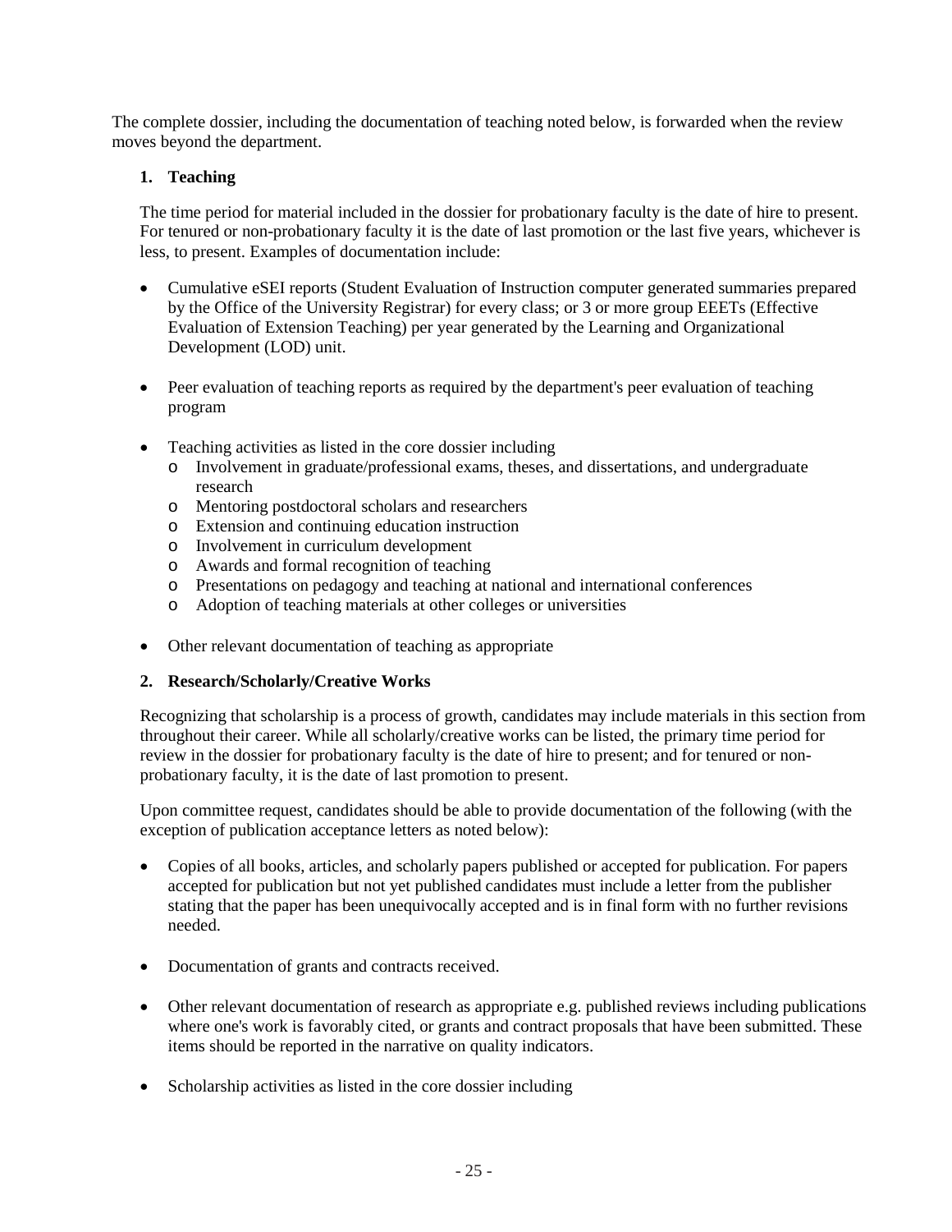The complete dossier, including the documentation of teaching noted below, is forwarded when the review moves beyond the department.

1. **Teaching**

   The time period for material included in the dossier for probationary faculty is the date of hire to present. For tenured or non-probationary faculty it is the date of last promotion or the last five years, whichever is less, to present. Examples of documentation include:

   - Cumulative eSEI reports (Student Evaluation of Instruction computer generated summaries prepared by the Office of the University Registrar) for every class; or 3 or more group EEETs (Effective Evaluation of Extension Teaching) per year generated by the Learning and Organizational Development (LOD) unit.

   - Peer evaluation of teaching reports as required by the department's peer evaluation of teaching program

   - Teaching activities as listed in the core dossier including
     - Involvement in graduate/professional exams, theses, and dissertations, and undergraduate research
     - Mentoring postdoctoral scholars and researchers
     - Extension and continuing education instruction
     - Involvement in curriculum development
     - Awards and formal recognition of teaching
     - Presentations on pedagogy and teaching at national and international conferences
     - Adoption of teaching materials at other colleges or universities

   - Other relevant documentation of teaching as appropriate

2. **Research/Scholarly/Creative Works**

   Recognizing that scholarship is a process of growth, candidates may include materials in this section from throughout their career. While all scholarly/creative works can be listed, the primary time period for review in the dossier for probationary faculty is the date of hire to present; and for tenured or non-probationary faculty, it is the date of last promotion to present.

   Upon committee request, candidates should be able to provide documentation of the following (with the exception of publication acceptance letters as noted below):

   - Copies of all books, articles, and scholarly papers published or accepted for publication. For papers accepted for publication but not yet published candidates must include a letter from the publisher stating that the paper has been unequivocally accepted and is in final form with no further revisions needed.

   - Documentation of grants and contracts received.

   - Other relevant documentation of research as appropriate e.g. published reviews including publications where one's work is favorably cited, or grants and contract proposals that have been submitted. These items should be reported in the narrative on quality indicators.

   - Scholarship activities as listed in the core dossier including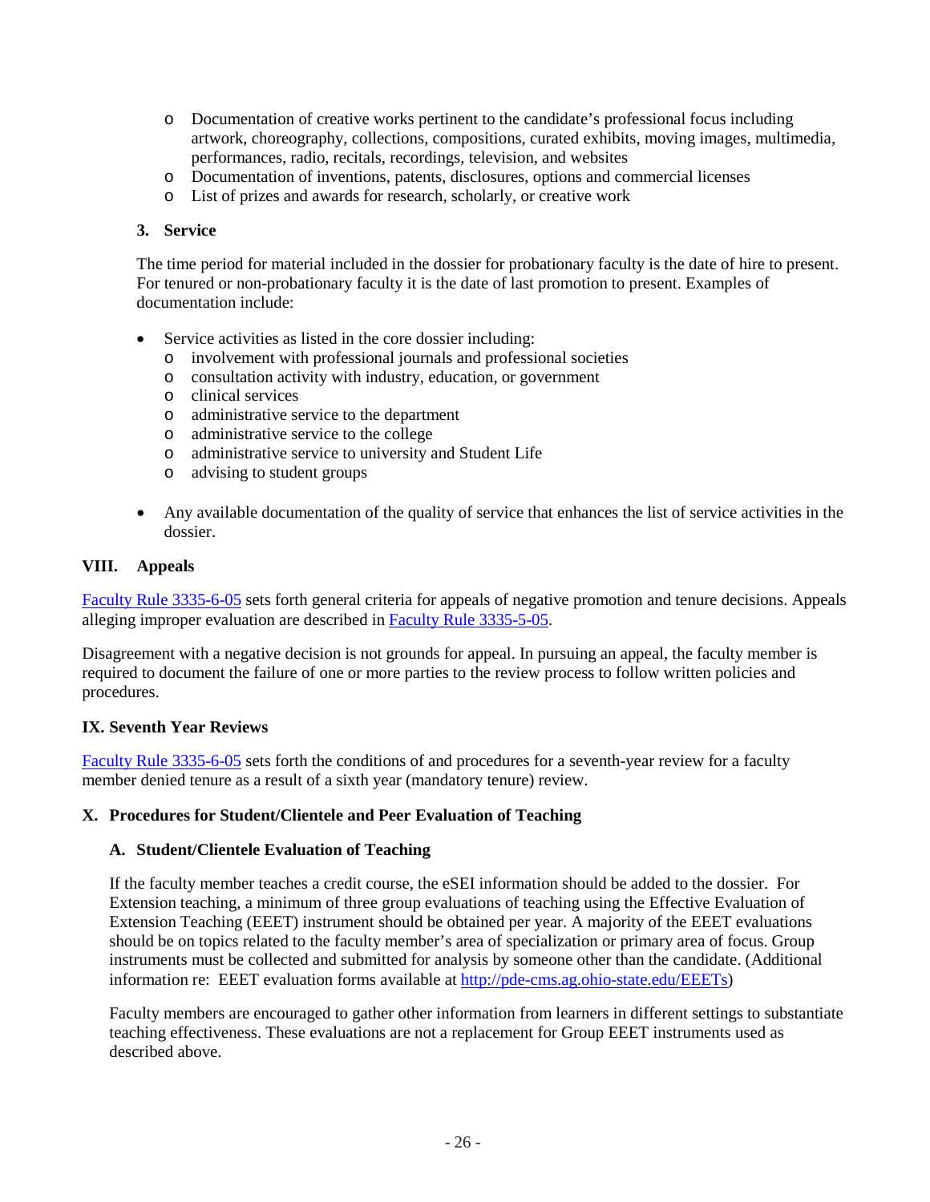- Documentation of creative works pertinent to the candidate's professional focus including artwork, choreography, collections, compositions, curated exhibits, moving images, multimedia, performances, radio, recitals, recordings, television, and websites
- Documentation of inventions, patents, disclosures, options and commercial licenses
- List of prizes and awards for research, scholarly, or creative work

### 3. Service

The time period for material included in the dossier for probationary faculty is the date of hire to present. For tenured or non-probationary faculty it is the date of last promotion to present. Examples of documentation include:

- Service activities as listed in the core dossier including:
  - involvement with professional journals and professional societies
  - consultation activity with industry, education, or government
  - clinical services
  - administrative service to the department
  - administrative service to the college
  - administrative service to university and Student Life
  - advising to student groups
- Any available documentation of the quality of service that enhances the list of service activities in the dossier.

## VIII. Appeals

[Faculty Rule 3335-6-05](#) sets forth general criteria for appeals of negative promotion and tenure decisions. Appeals alleging improper evaluation are described in [Faculty Rule 3335-5-05](#).

Disagreement with a negative decision is not grounds for appeal. In pursuing an appeal, the faculty member is required to document the failure of one or more parties to the review process to follow written policies and procedures.

## IX. Seventh Year Reviews

[Faculty Rule 3335-6-05](#) sets forth the conditions of and procedures for a seventh-year review for a faculty member denied tenure as a result of a sixth year (mandatory tenure) review.

## X. Procedures for Student/Clientele and Peer Evaluation of Teaching

### A. Student/Clientele Evaluation of Teaching

If the faculty member teaches a credit course, the eSEI information should be added to the dossier. For Extension teaching, a minimum of three group evaluations of teaching using the Effective Evaluation of Extension Teaching (EEET) instrument should be obtained per year. A majority of the EEET evaluations should be on topics related to the faculty member's area of specialization or primary area of focus. Group instruments must be collected and submitted for analysis by someone other than the candidate. (Additional information re: EEET evaluation forms available at [http://pde-cms.ag.ohio-state.edu/EEETs](http://pde-cms.ag.ohio-state.edu/EEETs))

Faculty members are encouraged to gather other information from learners in different settings to substantiate teaching effectiveness. These evaluations are not a replacement for Group EEET instruments used as described above.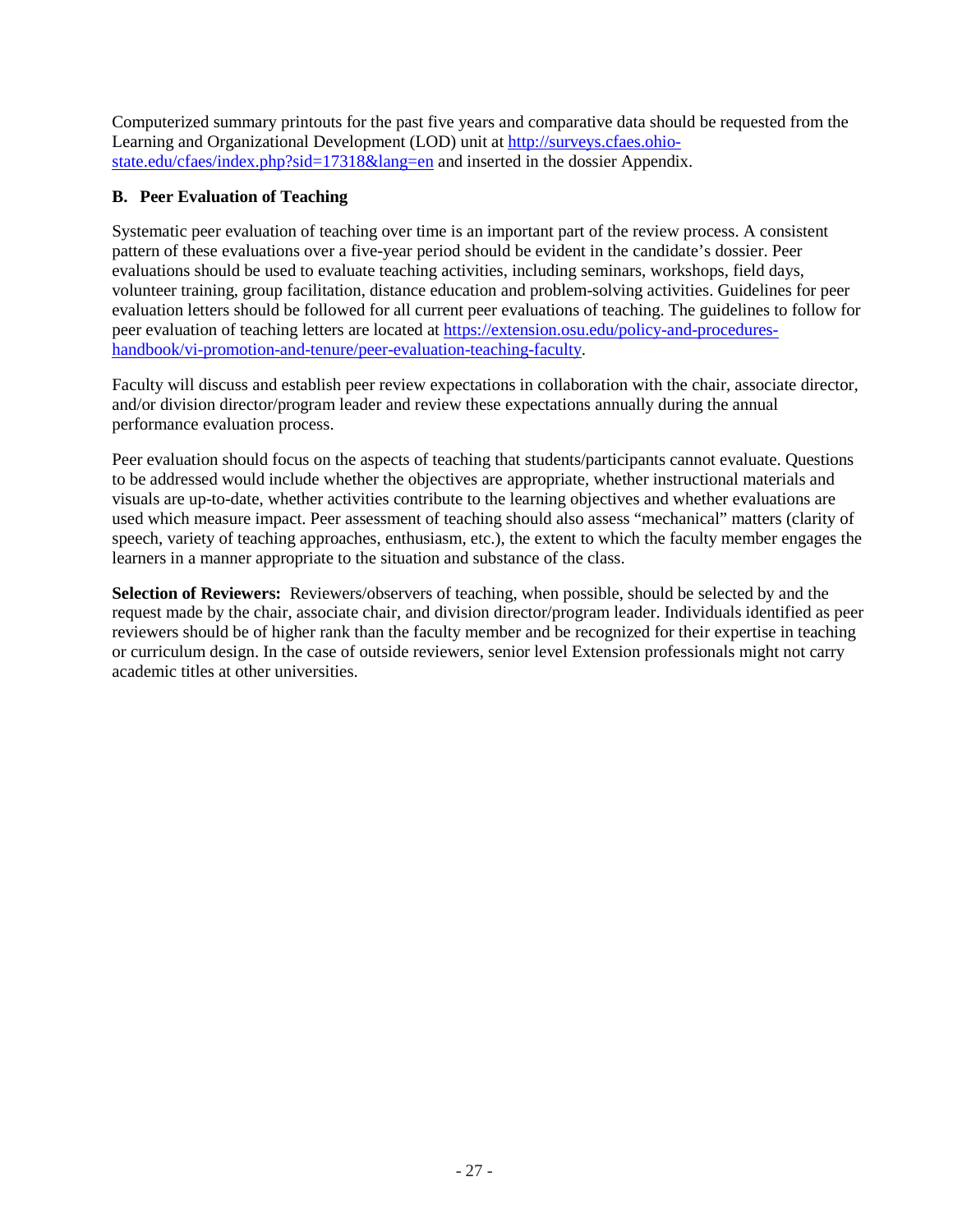Computerized summary printouts for the past five years and comparative data should be requested from the Learning and Organizational Development (LOD) unit at [http://surveys.cfaes.ohio-state.edu/cfaes/index.php?sid=17318&lang=en](http://surveys.cfaes.ohio-state.edu/cfaes/index.php?sid=17318&lang=en) and inserted in the dossier Appendix.

### B. Peer Evaluation of Teaching

Systematic peer evaluation of teaching over time is an important part of the review process. A consistent pattern of these evaluations over a five-year period should be evident in the candidate's dossier. Peer evaluations should be used to evaluate teaching activities, including seminars, workshops, field days, volunteer training, group facilitation, distance education and problem-solving activities. Guidelines for peer evaluation letters should be followed for all current peer evaluations of teaching. The guidelines to follow for peer evaluation of teaching letters are located at [https://extension.osu.edu/policy-and-procedures-handbook/vi-promotion-and-tenure/peer-evaluation-teaching-faculty](https://extension.osu.edu/policy-and-procedures-handbook/vi-promotion-and-tenure/peer-evaluation-teaching-faculty).

Faculty will discuss and establish peer review expectations in collaboration with the chair, associate director, and/or division director/program leader and review these expectations annually during the annual performance evaluation process.

Peer evaluation should focus on the aspects of teaching that students/participants cannot evaluate. Questions to be addressed would include whether the objectives are appropriate, whether instructional materials and visuals are up-to-date, whether activities contribute to the learning objectives and whether evaluations are used which measure impact. Peer assessment of teaching should also assess "mechanical" matters (clarity of speech, variety of teaching approaches, enthusiasm, etc.), the extent to which the faculty member engages the learners in a manner appropriate to the situation and substance of the class.

**Selection of Reviewers:** Reviewers/observers of teaching, when possible, should be selected by and the request made by the chair, associate chair, and division director/program leader. Individuals identified as peer reviewers should be of higher rank than the faculty member and be recognized for their expertise in teaching or curriculum design. In the case of outside reviewers, senior level Extension professionals might not carry academic titles at other universities.